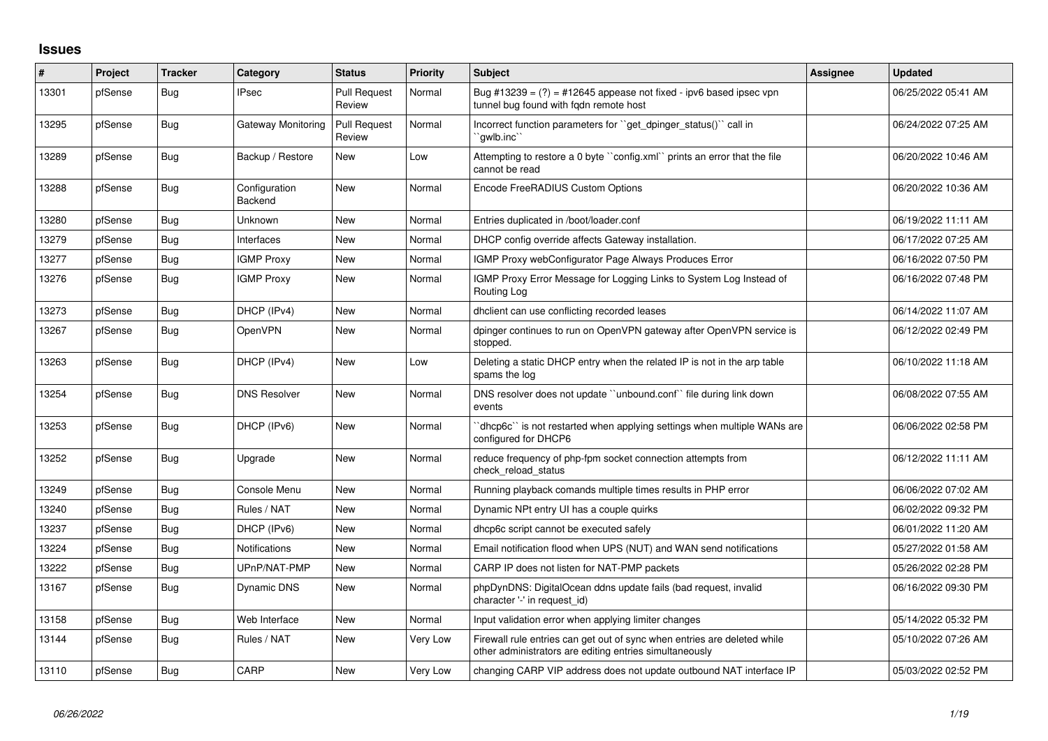## Issues

| # | Project | Tracker | Category | Status | Priority | Subject | Assignee | Updated |
|---|---|---|---|---|---|---|---|---|
| 13301 | pfSense | Bug | IPsec | Pull Request Review | Normal | Bug #13239 = (?) = #12645 appease not fixed - ipv6 based ipsec vpn tunnel bug found with fqdn remote host | | 06/25/2022 05:41 AM |
| 13295 | pfSense | Bug | Gateway Monitoring | Pull Request Review | Normal | Incorrect function parameters for ``get_dpinger_status()`` call in ``gwlb.inc`` | | 06/24/2022 07:25 AM |
| 13289 | pfSense | Bug | Backup / Restore | New | Low | Attempting to restore a 0 byte ``config.xml`` prints an error that the file cannot be read | | 06/20/2022 10:46 AM |
| 13288 | pfSense | Bug | Configuration Backend | New | Normal | Encode FreeRADIUS Custom Options | | 06/20/2022 10:36 AM |
| 13280 | pfSense | Bug | Unknown | New | Normal | Entries duplicated in /boot/loader.conf | | 06/19/2022 11:11 AM |
| 13279 | pfSense | Bug | Interfaces | New | Normal | DHCP config override affects Gateway installation. | | 06/17/2022 07:25 AM |
| 13277 | pfSense | Bug | IGMP Proxy | New | Normal | IGMP Proxy webConfigurator Page Always Produces Error | | 06/16/2022 07:50 PM |
| 13276 | pfSense | Bug | IGMP Proxy | New | Normal | IGMP Proxy Error Message for Logging Links to System Log Instead of Routing Log | | 06/16/2022 07:48 PM |
| 13273 | pfSense | Bug | DHCP (IPv4) | New | Normal | dhclient can use conflicting recorded leases | | 06/14/2022 11:07 AM |
| 13267 | pfSense | Bug | OpenVPN | New | Normal | dpinger continues to run on OpenVPN gateway after OpenVPN service is stopped. | | 06/12/2022 02:49 PM |
| 13263 | pfSense | Bug | DHCP (IPv4) | New | Low | Deleting a static DHCP entry when the related IP is not in the arp table spams the log | | 06/10/2022 11:18 AM |
| 13254 | pfSense | Bug | DNS Resolver | New | Normal | DNS resolver does not update ``unbound.conf`` file during link down events | | 06/08/2022 07:55 AM |
| 13253 | pfSense | Bug | DHCP (IPv6) | New | Normal | ``dhcp6c`` is not restarted when applying settings when multiple WANs are configured for DHCP6 | | 06/06/2022 02:58 PM |
| 13252 | pfSense | Bug | Upgrade | New | Normal | reduce frequency of php-fpm socket connection attempts from check_reload_status | | 06/12/2022 11:11 AM |
| 13249 | pfSense | Bug | Console Menu | New | Normal | Running playback comands multiple times results in PHP error | | 06/06/2022 07:02 AM |
| 13240 | pfSense | Bug | Rules / NAT | New | Normal | Dynamic NPt entry UI has a couple quirks | | 06/02/2022 09:32 PM |
| 13237 | pfSense | Bug | DHCP (IPv6) | New | Normal | dhcp6c script cannot be executed safely | | 06/01/2022 11:20 AM |
| 13224 | pfSense | Bug | Notifications | New | Normal | Email notification flood when UPS (NUT) and WAN send notifications | | 05/27/2022 01:58 AM |
| 13222 | pfSense | Bug | UPnP/NAT-PMP | New | Normal | CARP IP does not listen for NAT-PMP packets | | 05/26/2022 02:28 PM |
| 13167 | pfSense | Bug | Dynamic DNS | New | Normal | phpDynDNS: DigitalOcean ddns update fails (bad request, invalid character '-' in request_id) | | 06/16/2022 09:30 PM |
| 13158 | pfSense | Bug | Web Interface | New | Normal | Input validation error when applying limiter changes | | 05/14/2022 05:32 PM |
| 13144 | pfSense | Bug | Rules / NAT | New | Very Low | Firewall rule entries can get out of sync when entries are deleted while other administrators are editing entries simultaneously | | 05/10/2022 07:26 AM |
| 13110 | pfSense | Bug | CARP | New | Very Low | changing CARP VIP address does not update outbound NAT interface IP | | 05/03/2022 02:52 PM |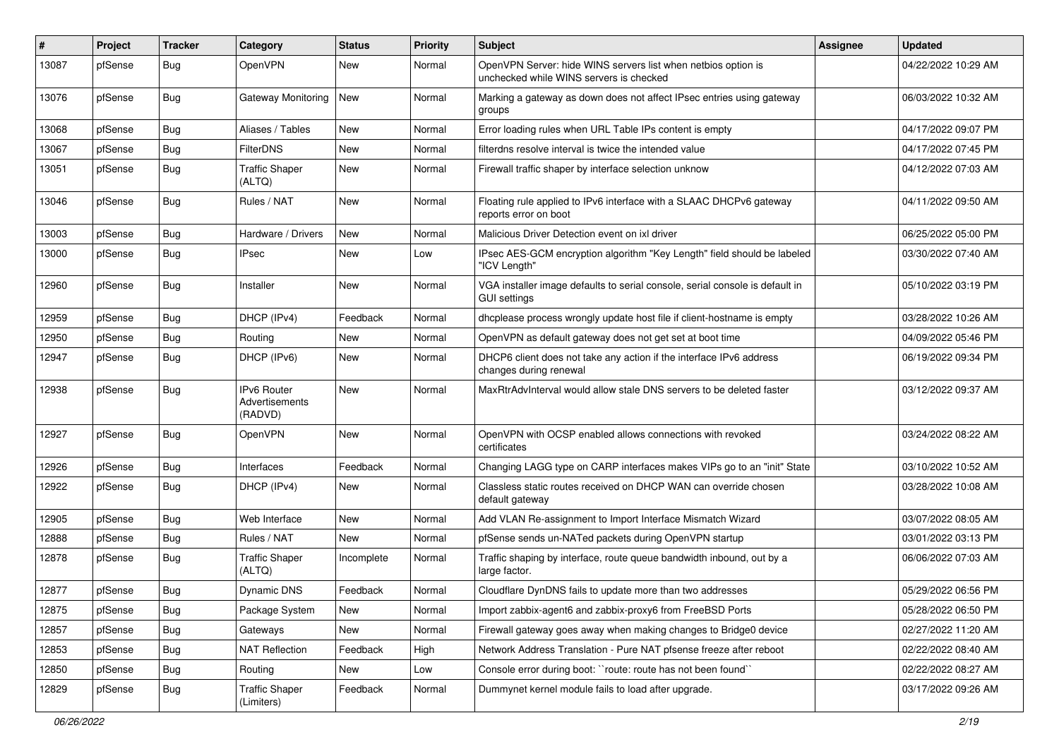| # | Project | Tracker | Category | Status | Priority | Subject | Assignee | Updated |
|---|---|---|---|---|---|---|---|---|
| 13087 | pfSense | Bug | OpenVPN | New | Normal | OpenVPN Server: hide WINS servers list when netbios option is unchecked while WINS servers is checked | | 04/22/2022 10:29 AM |
| 13076 | pfSense | Bug | Gateway Monitoring | New | Normal | Marking a gateway as down does not affect IPsec entries using gateway groups | | 06/03/2022 10:32 AM |
| 13068 | pfSense | Bug | Aliases / Tables | New | Normal | Error loading rules when URL Table IPs content is empty | | 04/17/2022 09:07 PM |
| 13067 | pfSense | Bug | FilterDNS | New | Normal | filterdns resolve interval is twice the intended value | | 04/17/2022 07:45 PM |
| 13051 | pfSense | Bug | Traffic Shaper (ALTQ) | New | Normal | Firewall traffic shaper by interface selection unknow | | 04/12/2022 07:03 AM |
| 13046 | pfSense | Bug | Rules / NAT | New | Normal | Floating rule applied to IPv6 interface with a SLAAC DHCPv6 gateway reports error on boot | | 04/11/2022 09:50 AM |
| 13003 | pfSense | Bug | Hardware / Drivers | New | Normal | Malicious Driver Detection event on ixl driver | | 06/25/2022 05:00 PM |
| 13000 | pfSense | Bug | IPsec | New | Low | IPsec AES-GCM encryption algorithm "Key Length" field should be labeled "ICV Length" | | 03/30/2022 07:40 AM |
| 12960 | pfSense | Bug | Installer | New | Normal | VGA installer image defaults to serial console, serial console is default in GUI settings | | 05/10/2022 03:19 PM |
| 12959 | pfSense | Bug | DHCP (IPv4) | Feedback | Normal | dhcplease process wrongly update host file if client-hostname is empty | | 03/28/2022 10:26 AM |
| 12950 | pfSense | Bug | Routing | New | Normal | OpenVPN as default gateway does not get set at boot time | | 04/09/2022 05:46 PM |
| 12947 | pfSense | Bug | DHCP (IPv6) | New | Normal | DHCP6 client does not take any action if the interface IPv6 address changes during renewal | | 06/19/2022 09:34 PM |
| 12938 | pfSense | Bug | IPv6 Router Advertisements (RADVD) | New | Normal | MaxRtrAdvInterval would allow stale DNS servers to be deleted faster | | 03/12/2022 09:37 AM |
| 12927 | pfSense | Bug | OpenVPN | New | Normal | OpenVPN with OCSP enabled allows connections with revoked certificates | | 03/24/2022 08:22 AM |
| 12926 | pfSense | Bug | Interfaces | Feedback | Normal | Changing LAGG type on CARP interfaces makes VIPs go to an "init" State | | 03/10/2022 10:52 AM |
| 12922 | pfSense | Bug | DHCP (IPv4) | New | Normal | Classless static routes received on DHCP WAN can override chosen default gateway | | 03/28/2022 10:08 AM |
| 12905 | pfSense | Bug | Web Interface | New | Normal | Add VLAN Re-assignment to Import Interface Mismatch Wizard | | 03/07/2022 08:05 AM |
| 12888 | pfSense | Bug | Rules / NAT | New | Normal | pfSense sends un-NATed packets during OpenVPN startup | | 03/01/2022 03:13 PM |
| 12878 | pfSense | Bug | Traffic Shaper (ALTQ) | Incomplete | Normal | Traffic shaping by interface, route queue bandwidth inbound, out by a large factor. | | 06/06/2022 07:03 AM |
| 12877 | pfSense | Bug | Dynamic DNS | Feedback | Normal | Cloudflare DynDNS fails to update more than two addresses | | 05/29/2022 06:56 PM |
| 12875 | pfSense | Bug | Package System | New | Normal | Import zabbix-agent6 and zabbix-proxy6 from FreeBSD Ports | | 05/28/2022 06:50 PM |
| 12857 | pfSense | Bug | Gateways | New | Normal | Firewall gateway goes away when making changes to Bridge0 device | | 02/27/2022 11:20 AM |
| 12853 | pfSense | Bug | NAT Reflection | Feedback | High | Network Address Translation - Pure NAT pfsense freeze after reboot | | 02/22/2022 08:40 AM |
| 12850 | pfSense | Bug | Routing | New | Low | Console error during boot: ``route: route has not been found`` | | 02/22/2022 08:27 AM |
| 12829 | pfSense | Bug | Traffic Shaper (Limiters) | Feedback | Normal | Dummynet kernel module fails to load after upgrade. | | 03/17/2022 09:26 AM |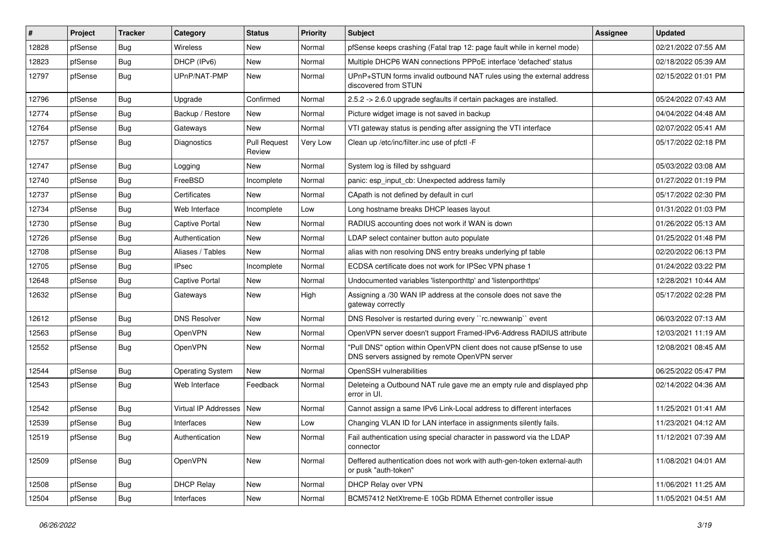| # | Project | Tracker | Category | Status | Priority | Subject | Assignee | Updated |
|---|---|---|---|---|---|---|---|---|
| 12828 | pfSense | Bug | Wireless | New | Normal | pfSense keeps crashing (Fatal trap 12: page fault while in kernel mode) | | 02/21/2022 07:55 AM |
| 12823 | pfSense | Bug | DHCP (IPv6) | New | Normal | Multiple DHCP6 WAN connections PPPoE interface 'defached' status | | 02/18/2022 05:39 AM |
| 12797 | pfSense | Bug | UPnP/NAT-PMP | New | Normal | UPnP+STUN forms invalid outbound NAT rules using the external address discovered from STUN | | 02/15/2022 01:01 PM |
| 12796 | pfSense | Bug | Upgrade | Confirmed | Normal | 2.5.2 -> 2.6.0 upgrade segfaults if certain packages are installed. | | 05/24/2022 07:43 AM |
| 12774 | pfSense | Bug | Backup / Restore | New | Normal | Picture widget image is not saved in backup | | 04/04/2022 04:48 AM |
| 12764 | pfSense | Bug | Gateways | New | Normal | VTI gateway status is pending after assigning the VTI interface | | 02/07/2022 05:41 AM |
| 12757 | pfSense | Bug | Diagnostics | Pull Request Review | Very Low | Clean up /etc/inc/filter.inc use of pfctl -F | | 05/17/2022 02:18 PM |
| 12747 | pfSense | Bug | Logging | New | Normal | System log is filled by sshguard | | 05/03/2022 03:08 AM |
| 12740 | pfSense | Bug | FreeBSD | Incomplete | Normal | panic: esp_input_cb: Unexpected address family | | 01/27/2022 01:19 PM |
| 12737 | pfSense | Bug | Certificates | New | Normal | CApath is not defined by default in curl | | 05/17/2022 02:30 PM |
| 12734 | pfSense | Bug | Web Interface | Incomplete | Low | Long hostname breaks DHCP leases layout | | 01/31/2022 01:03 PM |
| 12730 | pfSense | Bug | Captive Portal | New | Normal | RADIUS accounting does not work if WAN is down | | 01/26/2022 05:13 AM |
| 12726 | pfSense | Bug | Authentication | New | Normal | LDAP select container button auto populate | | 01/25/2022 01:48 PM |
| 12708 | pfSense | Bug | Aliases / Tables | New | Normal | alias with non resolving DNS entry breaks underlying pf table | | 02/20/2022 06:13 PM |
| 12705 | pfSense | Bug | IPsec | Incomplete | Normal | ECDSA certificate does not work for IPSec VPN phase 1 | | 01/24/2022 03:22 PM |
| 12648 | pfSense | Bug | Captive Portal | New | Normal | Undocumented variables 'listenporthttp' and 'listenporthttps' | | 12/28/2021 10:44 AM |
| 12632 | pfSense | Bug | Gateways | New | High | Assigning a /30 WAN IP address at the console does not save the gateway correctly | | 05/17/2022 02:28 PM |
| 12612 | pfSense | Bug | DNS Resolver | New | Normal | DNS Resolver is restarted during every ``rc.newwanip`` event | | 06/03/2022 07:13 AM |
| 12563 | pfSense | Bug | OpenVPN | New | Normal | OpenVPN server doesn't support Framed-IPv6-Address RADIUS attribute | | 12/03/2021 11:19 AM |
| 12552 | pfSense | Bug | OpenVPN | New | Normal | "Pull DNS" option within OpenVPN client does not cause pfSense to use DNS servers assigned by remote OpenVPN server | | 12/08/2021 08:45 AM |
| 12544 | pfSense | Bug | Operating System | New | Normal | OpenSSH vulnerabilities | | 06/25/2022 05:47 PM |
| 12543 | pfSense | Bug | Web Interface | Feedback | Normal | Deleteing a Outbound NAT rule gave me an empty rule and displayed php error in UI. | | 02/14/2022 04:36 AM |
| 12542 | pfSense | Bug | Virtual IP Addresses | New | Normal | Cannot assign a same IPv6 Link-Local address to different interfaces | | 11/25/2021 01:41 AM |
| 12539 | pfSense | Bug | Interfaces | New | Low | Changing VLAN ID for LAN interface in assignments silently fails. | | 11/23/2021 04:12 AM |
| 12519 | pfSense | Bug | Authentication | New | Normal | Fail authentication using special character in password via the LDAP connector | | 11/12/2021 07:39 AM |
| 12509 | pfSense | Bug | OpenVPN | New | Normal | Deffered authentication does not work with auth-gen-token external-auth or pusk "auth-token" | | 11/08/2021 04:01 AM |
| 12508 | pfSense | Bug | DHCP Relay | New | Normal | DHCP Relay over VPN | | 11/06/2021 11:25 AM |
| 12504 | pfSense | Bug | Interfaces | New | Normal | BCM57412 NetXtreme-E 10Gb RDMA Ethernet controller issue | | 11/05/2021 04:51 AM |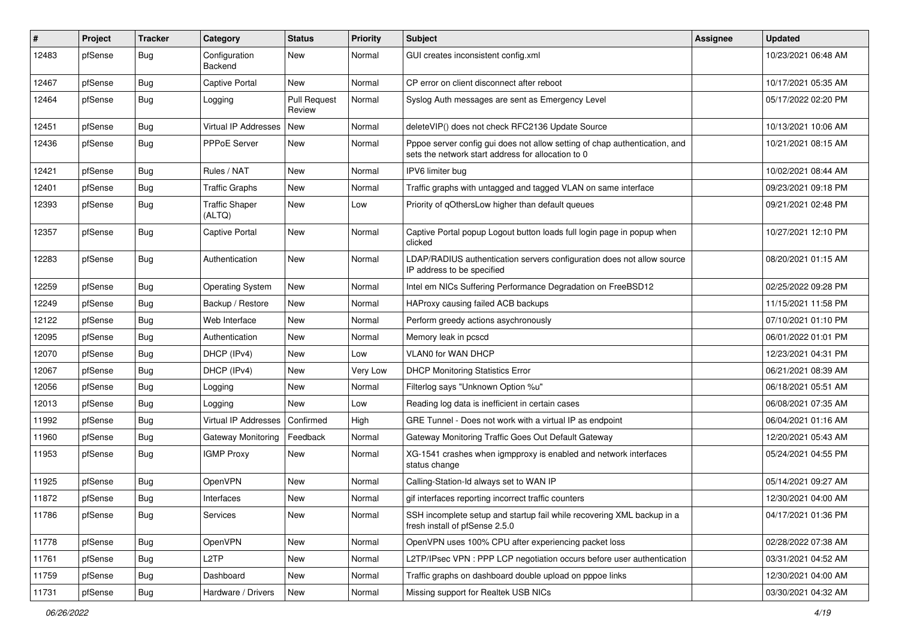| # | Project | Tracker | Category | Status | Priority | Subject | Assignee | Updated |
|---|---|---|---|---|---|---|---|---|
| 12483 | pfSense | Bug | Configuration Backend | New | Normal | GUI creates inconsistent config.xml | | 10/23/2021 06:48 AM |
| 12467 | pfSense | Bug | Captive Portal | New | Normal | CP error on client disconnect after reboot | | 10/17/2021 05:35 AM |
| 12464 | pfSense | Bug | Logging | Pull Request Review | Normal | Syslog Auth messages are sent as Emergency Level | | 05/17/2022 02:20 PM |
| 12451 | pfSense | Bug | Virtual IP Addresses | New | Normal | deleteVIP() does not check RFC2136 Update Source | | 10/13/2021 10:06 AM |
| 12436 | pfSense | Bug | PPPoE Server | New | Normal | Pppoe server config gui does not allow setting of chap authentication, and sets the network start address for allocation to 0 | | 10/21/2021 08:15 AM |
| 12421 | pfSense | Bug | Rules / NAT | New | Normal | IPV6 limiter bug | | 10/02/2021 08:44 AM |
| 12401 | pfSense | Bug | Traffic Graphs | New | Normal | Traffic graphs with untagged and tagged VLAN on same interface | | 09/23/2021 09:18 PM |
| 12393 | pfSense | Bug | Traffic Shaper (ALTQ) | New | Low | Priority of qOthersLow higher than default queues | | 09/21/2021 02:48 PM |
| 12357 | pfSense | Bug | Captive Portal | New | Normal | Captive Portal popup Logout button loads full login page in popup when clicked | | 10/27/2021 12:10 PM |
| 12283 | pfSense | Bug | Authentication | New | Normal | LDAP/RADIUS authentication servers configuration does not allow source IP address to be specified | | 08/20/2021 01:15 AM |
| 12259 | pfSense | Bug | Operating System | New | Normal | Intel em NICs Suffering Performance Degradation on FreeBSD12 | | 02/25/2022 09:28 PM |
| 12249 | pfSense | Bug | Backup / Restore | New | Normal | HAProxy causing failed ACB backups | | 11/15/2021 11:58 PM |
| 12122 | pfSense | Bug | Web Interface | New | Normal | Perform greedy actions asychronously | | 07/10/2021 01:10 PM |
| 12095 | pfSense | Bug | Authentication | New | Normal | Memory leak in pcscd | | 06/01/2022 01:01 PM |
| 12070 | pfSense | Bug | DHCP (IPv4) | New | Low | VLAN0 for WAN DHCP | | 12/23/2021 04:31 PM |
| 12067 | pfSense | Bug | DHCP (IPv4) | New | Very Low | DHCP Monitoring Statistics Error | | 06/21/2021 08:39 AM |
| 12056 | pfSense | Bug | Logging | New | Normal | Filterlog says "Unknown Option %u" | | 06/18/2021 05:51 AM |
| 12013 | pfSense | Bug | Logging | New | Low | Reading log data is inefficient in certain cases | | 06/08/2021 07:35 AM |
| 11992 | pfSense | Bug | Virtual IP Addresses | Confirmed | High | GRE Tunnel - Does not work with a virtual IP as endpoint | | 06/04/2021 01:16 AM |
| 11960 | pfSense | Bug | Gateway Monitoring | Feedback | Normal | Gateway Monitoring Traffic Goes Out Default Gateway | | 12/20/2021 05:43 AM |
| 11953 | pfSense | Bug | IGMP Proxy | New | Normal | XG-1541 crashes when igmpproxy is enabled and network interfaces status change | | 05/24/2021 04:55 PM |
| 11925 | pfSense | Bug | OpenVPN | New | Normal | Calling-Station-Id always set to WAN IP | | 05/14/2021 09:27 AM |
| 11872 | pfSense | Bug | Interfaces | New | Normal | gif interfaces reporting incorrect traffic counters | | 12/30/2021 04:00 AM |
| 11786 | pfSense | Bug | Services | New | Normal | SSH incomplete setup and startup fail while recovering XML backup in a fresh install of pfSense 2.5.0 | | 04/17/2021 01:36 PM |
| 11778 | pfSense | Bug | OpenVPN | New | Normal | OpenVPN uses 100% CPU after experiencing packet loss | | 02/28/2022 07:38 AM |
| 11761 | pfSense | Bug | L2TP | New | Normal | L2TP/IPsec VPN : PPP LCP negotiation occurs before user authentication | | 03/31/2021 04:52 AM |
| 11759 | pfSense | Bug | Dashboard | New | Normal | Traffic graphs on dashboard double upload on pppoe links | | 12/30/2021 04:00 AM |
| 11731 | pfSense | Bug | Hardware / Drivers | New | Normal | Missing support for Realtek USB NICs | | 03/30/2021 04:32 AM |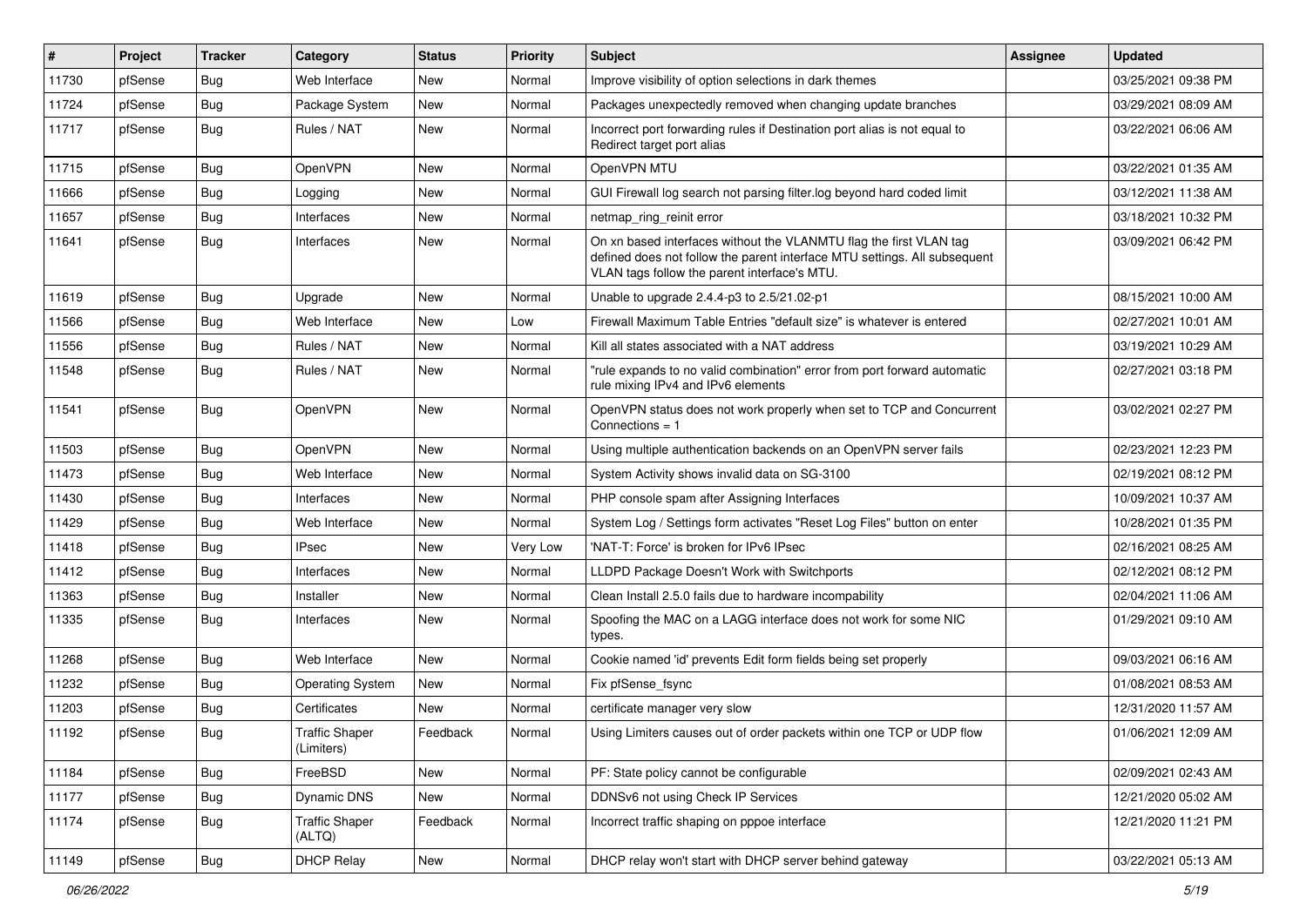| # | Project | Tracker | Category | Status | Priority | Subject | Assignee | Updated |
|---|---|---|---|---|---|---|---|---|
| 11730 | pfSense | Bug | Web Interface | New | Normal | Improve visibility of option selections in dark themes | | 03/25/2021 09:38 PM |
| 11724 | pfSense | Bug | Package System | New | Normal | Packages unexpectedly removed when changing update branches | | 03/29/2021 08:09 AM |
| 11717 | pfSense | Bug | Rules / NAT | New | Normal | Incorrect port forwarding rules if Destination port alias is not equal to Redirect target port alias | | 03/22/2021 06:06 AM |
| 11715 | pfSense | Bug | OpenVPN | New | Normal | OpenVPN MTU | | 03/22/2021 01:35 AM |
| 11666 | pfSense | Bug | Logging | New | Normal | GUI Firewall log search not parsing filter.log beyond hard coded limit | | 03/12/2021 11:38 AM |
| 11657 | pfSense | Bug | Interfaces | New | Normal | netmap_ring_reinit error | | 03/18/2021 10:32 PM |
| 11641 | pfSense | Bug | Interfaces | New | Normal | On xn based interfaces without the VLANMTU flag the first VLAN tag defined does not follow the parent interface MTU settings. All subsequent VLAN tags follow the parent interface's MTU. | | 03/09/2021 06:42 PM |
| 11619 | pfSense | Bug | Upgrade | New | Normal | Unable to upgrade 2.4.4-p3 to 2.5/21.02-p1 | | 08/15/2021 10:00 AM |
| 11566 | pfSense | Bug | Web Interface | New | Low | Firewall Maximum Table Entries "default size" is whatever is entered | | 02/27/2021 10:01 AM |
| 11556 | pfSense | Bug | Rules / NAT | New | Normal | Kill all states associated with a NAT address | | 03/19/2021 10:29 AM |
| 11548 | pfSense | Bug | Rules / NAT | New | Normal | "rule expands to no valid combination" error from port forward automatic rule mixing IPv4 and IPv6 elements | | 02/27/2021 03:18 PM |
| 11541 | pfSense | Bug | OpenVPN | New | Normal | OpenVPN status does not work properly when set to TCP and Concurrent Connections = 1 | | 03/02/2021 02:27 PM |
| 11503 | pfSense | Bug | OpenVPN | New | Normal | Using multiple authentication backends on an OpenVPN server fails | | 02/23/2021 12:23 PM |
| 11473 | pfSense | Bug | Web Interface | New | Normal | System Activity shows invalid data on SG-3100 | | 02/19/2021 08:12 PM |
| 11430 | pfSense | Bug | Interfaces | New | Normal | PHP console spam after Assigning Interfaces | | 10/09/2021 10:37 AM |
| 11429 | pfSense | Bug | Web Interface | New | Normal | System Log / Settings form activates "Reset Log Files" button on enter | | 10/28/2021 01:35 PM |
| 11418 | pfSense | Bug | IPsec | New | Very Low | 'NAT-T: Force' is broken for IPv6 IPsec | | 02/16/2021 08:25 AM |
| 11412 | pfSense | Bug | Interfaces | New | Normal | LLDPD Package Doesn't Work with Switchports | | 02/12/2021 08:12 PM |
| 11363 | pfSense | Bug | Installer | New | Normal | Clean Install 2.5.0 fails due to hardware incompability | | 02/04/2021 11:06 AM |
| 11335 | pfSense | Bug | Interfaces | New | Normal | Spoofing the MAC on a LAGG interface does not work for some NIC types. | | 01/29/2021 09:10 AM |
| 11268 | pfSense | Bug | Web Interface | New | Normal | Cookie named 'id' prevents Edit form fields being set properly | | 09/03/2021 06:16 AM |
| 11232 | pfSense | Bug | Operating System | New | Normal | Fix pfSense_fsync | | 01/08/2021 08:53 AM |
| 11203 | pfSense | Bug | Certificates | New | Normal | certificate manager very slow | | 12/31/2020 11:57 AM |
| 11192 | pfSense | Bug | Traffic Shaper (Limiters) | Feedback | Normal | Using Limiters causes out of order packets within one TCP or UDP flow | | 01/06/2021 12:09 AM |
| 11184 | pfSense | Bug | FreeBSD | New | Normal | PF: State policy cannot be configurable | | 02/09/2021 02:43 AM |
| 11177 | pfSense | Bug | Dynamic DNS | New | Normal | DDNSv6 not using Check IP Services | | 12/21/2020 05:02 AM |
| 11174 | pfSense | Bug | Traffic Shaper (ALTQ) | Feedback | Normal | Incorrect traffic shaping on pppoe interface | | 12/21/2020 11:21 PM |
| 11149 | pfSense | Bug | DHCP Relay | New | Normal | DHCP relay won't start with DHCP server behind gateway | | 03/22/2021 05:13 AM |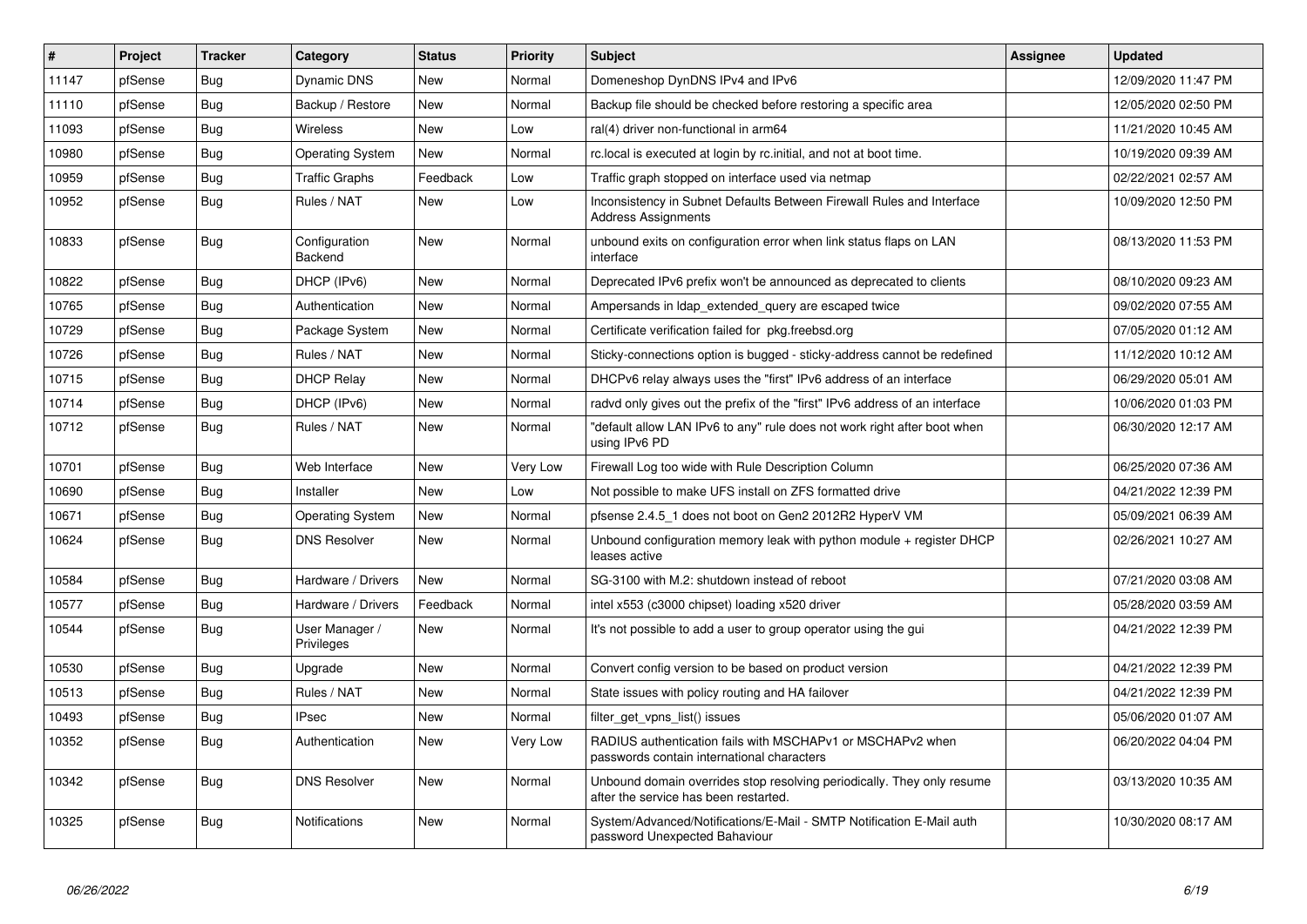| # | Project | Tracker | Category | Status | Priority | Subject | Assignee | Updated |
|---|---|---|---|---|---|---|---|---|
| 11147 | pfSense | Bug | Dynamic DNS | New | Normal | Domeneshop DynDNS IPv4 and IPv6 | | 12/09/2020 11:47 PM |
| 11110 | pfSense | Bug | Backup / Restore | New | Normal | Backup file should be checked before restoring a specific area | | 12/05/2020 02:50 PM |
| 11093 | pfSense | Bug | Wireless | New | Low | ral(4) driver non-functional in arm64 | | 11/21/2020 10:45 AM |
| 10980 | pfSense | Bug | Operating System | New | Normal | rc.local is executed at login by rc.initial, and not at boot time. | | 10/19/2020 09:39 AM |
| 10959 | pfSense | Bug | Traffic Graphs | Feedback | Low | Traffic graph stopped on interface used via netmap | | 02/22/2021 02:57 AM |
| 10952 | pfSense | Bug | Rules / NAT | New | Low | Inconsistency in Subnet Defaults Between Firewall Rules and Interface Address Assignments | | 10/09/2020 12:50 PM |
| 10833 | pfSense | Bug | Configuration Backend | New | Normal | unbound exits on configuration error when link status flaps on LAN interface | | 08/13/2020 11:53 PM |
| 10822 | pfSense | Bug | DHCP (IPv6) | New | Normal | Deprecated IPv6 prefix won't be announced as deprecated to clients | | 08/10/2020 09:23 AM |
| 10765 | pfSense | Bug | Authentication | New | Normal | Ampersands in ldap_extended_query are escaped twice | | 09/02/2020 07:55 AM |
| 10729 | pfSense | Bug | Package System | New | Normal | Certificate verification failed for pkg.freebsd.org | | 07/05/2020 01:12 AM |
| 10726 | pfSense | Bug | Rules / NAT | New | Normal | Sticky-connections option is bugged - sticky-address cannot be redefined | | 11/12/2020 10:12 AM |
| 10715 | pfSense | Bug | DHCP Relay | New | Normal | DHCPv6 relay always uses the "first" IPv6 address of an interface | | 06/29/2020 05:01 AM |
| 10714 | pfSense | Bug | DHCP (IPv6) | New | Normal | radvd only gives out the prefix of the "first" IPv6 address of an interface | | 10/06/2020 01:03 PM |
| 10712 | pfSense | Bug | Rules / NAT | New | Normal | "default allow LAN IPv6 to any" rule does not work right after boot when using IPv6 PD | | 06/30/2020 12:17 AM |
| 10701 | pfSense | Bug | Web Interface | New | Very Low | Firewall Log too wide with Rule Description Column | | 06/25/2020 07:36 AM |
| 10690 | pfSense | Bug | Installer | New | Low | Not possible to make UFS install on ZFS formatted drive | | 04/21/2022 12:39 PM |
| 10671 | pfSense | Bug | Operating System | New | Normal | pfsense 2.4.5_1 does not boot on Gen2 2012R2 HyperV VM | | 05/09/2021 06:39 AM |
| 10624 | pfSense | Bug | DNS Resolver | New | Normal | Unbound configuration memory leak with python module + register DHCP leases active | | 02/26/2021 10:27 AM |
| 10584 | pfSense | Bug | Hardware / Drivers | New | Normal | SG-3100 with M.2: shutdown instead of reboot | | 07/21/2020 03:08 AM |
| 10577 | pfSense | Bug | Hardware / Drivers | Feedback | Normal | intel x553 (c3000 chipset) loading x520 driver | | 05/28/2020 03:59 AM |
| 10544 | pfSense | Bug | User Manager / Privileges | New | Normal | It's not possible to add a user to group operator using the gui | | 04/21/2022 12:39 PM |
| 10530 | pfSense | Bug | Upgrade | New | Normal | Convert config version to be based on product version | | 04/21/2022 12:39 PM |
| 10513 | pfSense | Bug | Rules / NAT | New | Normal | State issues with policy routing and HA failover | | 04/21/2022 12:39 PM |
| 10493 | pfSense | Bug | IPsec | New | Normal | filter_get_vpns_list() issues | | 05/06/2020 01:07 AM |
| 10352 | pfSense | Bug | Authentication | New | Very Low | RADIUS authentication fails with MSCHAPv1 or MSCHAPv2 when passwords contain international characters | | 06/20/2022 04:04 PM |
| 10342 | pfSense | Bug | DNS Resolver | New | Normal | Unbound domain overrides stop resolving periodically. They only resume after the service has been restarted. | | 03/13/2020 10:35 AM |
| 10325 | pfSense | Bug | Notifications | New | Normal | System/Advanced/Notifications/E-Mail - SMTP Notification E-Mail auth password Unexpected Bahaviour | | 10/30/2020 08:17 AM |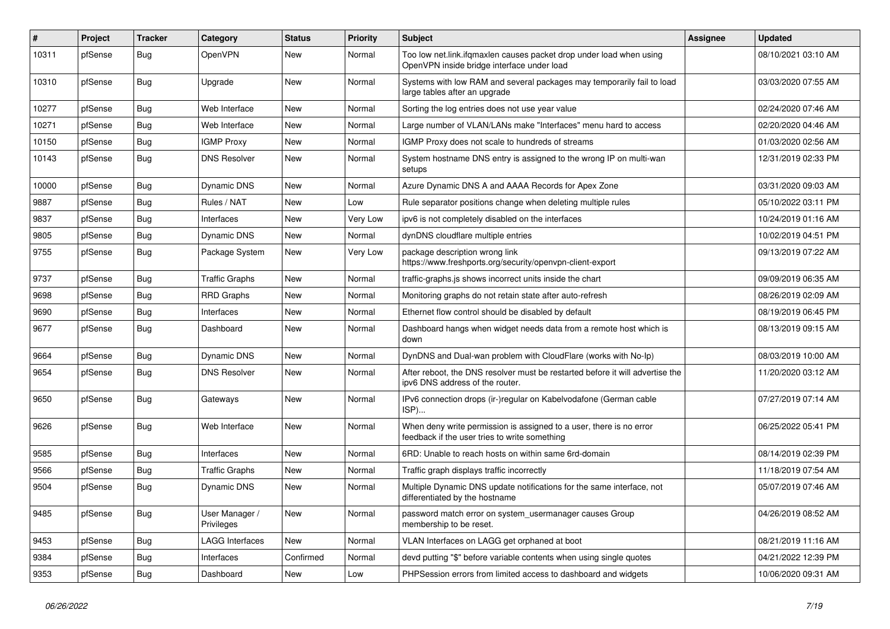| # | Project | Tracker | Category | Status | Priority | Subject | Assignee | Updated |
|---|---|---|---|---|---|---|---|---|
| 10311 | pfSense | Bug | OpenVPN | New | Normal | Too low net.link.ifqmaxlen causes packet drop under load when using OpenVPN inside bridge interface under load | | 08/10/2021 03:10 AM |
| 10310 | pfSense | Bug | Upgrade | New | Normal | Systems with low RAM and several packages may temporarily fail to load large tables after an upgrade | | 03/03/2020 07:55 AM |
| 10277 | pfSense | Bug | Web Interface | New | Normal | Sorting the log entries does not use year value | | 02/24/2020 07:46 AM |
| 10271 | pfSense | Bug | Web Interface | New | Normal | Large number of VLAN/LANs make "Interfaces" menu hard to access | | 02/20/2020 04:46 AM |
| 10150 | pfSense | Bug | IGMP Proxy | New | Normal | IGMP Proxy does not scale to hundreds of streams | | 01/03/2020 02:56 AM |
| 10143 | pfSense | Bug | DNS Resolver | New | Normal | System hostname DNS entry is assigned to the wrong IP on multi-wan setups | | 12/31/2019 02:33 PM |
| 10000 | pfSense | Bug | Dynamic DNS | New | Normal | Azure Dynamic DNS A and AAAA Records for Apex Zone | | 03/31/2020 09:03 AM |
| 9887 | pfSense | Bug | Rules / NAT | New | Low | Rule separator positions change when deleting multiple rules | | 05/10/2022 03:11 PM |
| 9837 | pfSense | Bug | Interfaces | New | Very Low | ipv6 is not completely disabled on the interfaces | | 10/24/2019 01:16 AM |
| 9805 | pfSense | Bug | Dynamic DNS | New | Normal | dynDNS cloudflare multiple entries | | 10/02/2019 04:51 PM |
| 9755 | pfSense | Bug | Package System | New | Very Low | package description wrong link https://www.freshports.org/security/openvpn-client-export | | 09/13/2019 07:22 AM |
| 9737 | pfSense | Bug | Traffic Graphs | New | Normal | traffic-graphs.js shows incorrect units inside the chart | | 09/09/2019 06:35 AM |
| 9698 | pfSense | Bug | RRD Graphs | New | Normal | Monitoring graphs do not retain state after auto-refresh | | 08/26/2019 02:09 AM |
| 9690 | pfSense | Bug | Interfaces | New | Normal | Ethernet flow control should be disabled by default | | 08/19/2019 06:45 PM |
| 9677 | pfSense | Bug | Dashboard | New | Normal | Dashboard hangs when widget needs data from a remote host which is down | | 08/13/2019 09:15 AM |
| 9664 | pfSense | Bug | Dynamic DNS | New | Normal | DynDNS and Dual-wan problem with CloudFlare (works with No-Ip) | | 08/03/2019 10:00 AM |
| 9654 | pfSense | Bug | DNS Resolver | New | Normal | After reboot, the DNS resolver must be restarted before it will advertise the ipv6 DNS address of the router. | | 11/20/2020 03:12 AM |
| 9650 | pfSense | Bug | Gateways | New | Normal | IPv6 connection drops (ir-)regular on Kabelvodafone (German cable ISP)... | | 07/27/2019 07:14 AM |
| 9626 | pfSense | Bug | Web Interface | New | Normal | When deny write permission is assigned to a user, there is no error feedback if the user tries to write something | | 06/25/2022 05:41 PM |
| 9585 | pfSense | Bug | Interfaces | New | Normal | 6RD: Unable to reach hosts on within same 6rd-domain | | 08/14/2019 02:39 PM |
| 9566 | pfSense | Bug | Traffic Graphs | New | Normal | Traffic graph displays traffic incorrectly | | 11/18/2019 07:54 AM |
| 9504 | pfSense | Bug | Dynamic DNS | New | Normal | Multiple Dynamic DNS update notifications for the same interface, not differentiated by the hostname | | 05/07/2019 07:46 AM |
| 9485 | pfSense | Bug | User Manager / Privileges | New | Normal | password match error on system_usermanager causes Group membership to be reset. | | 04/26/2019 08:52 AM |
| 9453 | pfSense | Bug | LAGG Interfaces | New | Normal | VLAN Interfaces on LAGG get orphaned at boot | | 08/21/2019 11:16 AM |
| 9384 | pfSense | Bug | Interfaces | Confirmed | Normal | devd putting "$" before variable contents when using single quotes | | 04/21/2022 12:39 PM |
| 9353 | pfSense | Bug | Dashboard | New | Low | PHPSession errors from limited access to dashboard and widgets | | 10/06/2020 09:31 AM |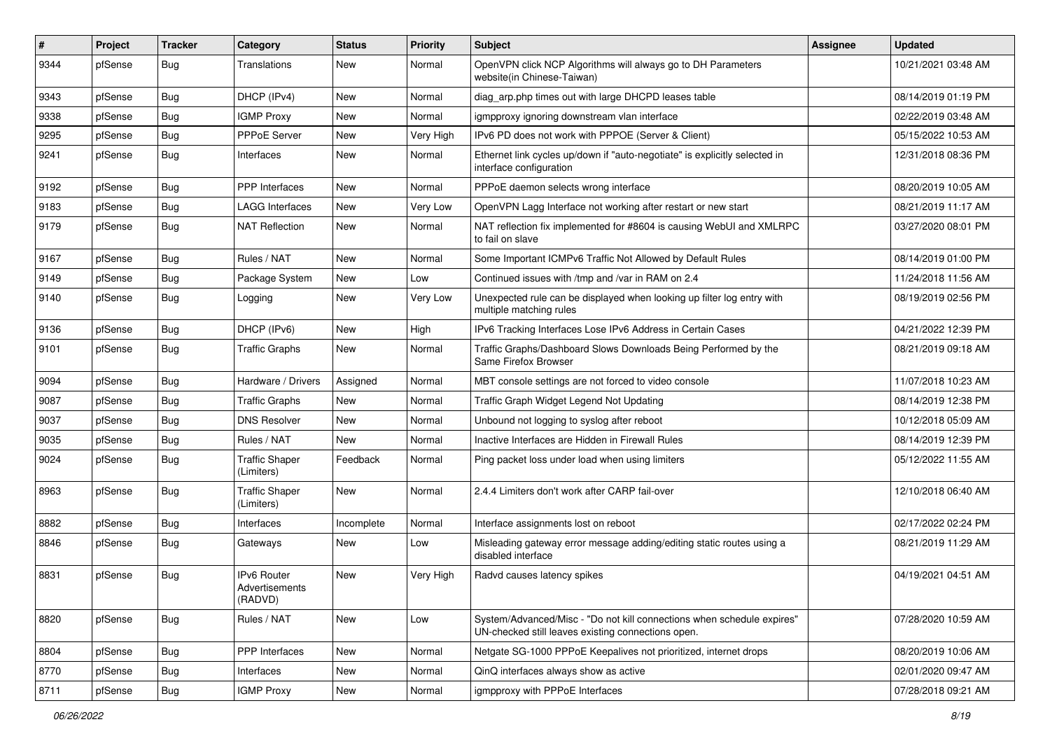| # | Project | Tracker | Category | Status | Priority | Subject | Assignee | Updated |
|---|---|---|---|---|---|---|---|---|
| 9344 | pfSense | Bug | Translations | New | Normal | OpenVPN click NCP Algorithms will always go to DH Parameters website(in Chinese-Taiwan) | | 10/21/2021 03:48 AM |
| 9343 | pfSense | Bug | DHCP (IPv4) | New | Normal | diag_arp.php times out with large DHCPD leases table | | 08/14/2019 01:19 PM |
| 9338 | pfSense | Bug | IGMP Proxy | New | Normal | igmpproxy ignoring downstream vlan interface | | 02/22/2019 03:48 AM |
| 9295 | pfSense | Bug | PPPoE Server | New | Very High | IPv6 PD does not work with PPPOE (Server & Client) | | 05/15/2022 10:53 AM |
| 9241 | pfSense | Bug | Interfaces | New | Normal | Ethernet link cycles up/down if "auto-negotiate" is explicitly selected in interface configuration | | 12/31/2018 08:36 PM |
| 9192 | pfSense | Bug | PPP Interfaces | New | Normal | PPPoE daemon selects wrong interface | | 08/20/2019 10:05 AM |
| 9183 | pfSense | Bug | LAGG Interfaces | New | Very Low | OpenVPN Lagg Interface not working after restart or new start | | 08/21/2019 11:17 AM |
| 9179 | pfSense | Bug | NAT Reflection | New | Normal | NAT reflection fix implemented for #8604 is causing WebUI and XMLRPC to fail on slave | | 03/27/2020 08:01 PM |
| 9167 | pfSense | Bug | Rules / NAT | New | Normal | Some Important ICMPv6 Traffic Not Allowed by Default Rules | | 08/14/2019 01:00 PM |
| 9149 | pfSense | Bug | Package System | New | Low | Continued issues with /tmp and /var in RAM on 2.4 | | 11/24/2018 11:56 AM |
| 9140 | pfSense | Bug | Logging | New | Very Low | Unexpected rule can be displayed when looking up filter log entry with multiple matching rules | | 08/19/2019 02:56 PM |
| 9136 | pfSense | Bug | DHCP (IPv6) | New | High | IPv6 Tracking Interfaces Lose IPv6 Address in Certain Cases | | 04/21/2022 12:39 PM |
| 9101 | pfSense | Bug | Traffic Graphs | New | Normal | Traffic Graphs/Dashboard Slows Downloads Being Performed by the Same Firefox Browser | | 08/21/2019 09:18 AM |
| 9094 | pfSense | Bug | Hardware / Drivers | Assigned | Normal | MBT console settings are not forced to video console | | 11/07/2018 10:23 AM |
| 9087 | pfSense | Bug | Traffic Graphs | New | Normal | Traffic Graph Widget Legend Not Updating | | 08/14/2019 12:38 PM |
| 9037 | pfSense | Bug | DNS Resolver | New | Normal | Unbound not logging to syslog after reboot | | 10/12/2018 05:09 AM |
| 9035 | pfSense | Bug | Rules / NAT | New | Normal | Inactive Interfaces are Hidden in Firewall Rules | | 08/14/2019 12:39 PM |
| 9024 | pfSense | Bug | Traffic Shaper (Limiters) | Feedback | Normal | Ping packet loss under load when using limiters | | 05/12/2022 11:55 AM |
| 8963 | pfSense | Bug | Traffic Shaper (Limiters) | New | Normal | 2.4.4 Limiters don't work after CARP fail-over | | 12/10/2018 06:40 AM |
| 8882 | pfSense | Bug | Interfaces | Incomplete | Normal | Interface assignments lost on reboot | | 02/17/2022 02:24 PM |
| 8846 | pfSense | Bug | Gateways | New | Low | Misleading gateway error message adding/editing static routes using a disabled interface | | 08/21/2019 11:29 AM |
| 8831 | pfSense | Bug | IPv6 Router Advertisements (RADVD) | New | Very High | Radvd causes latency spikes | | 04/19/2021 04:51 AM |
| 8820 | pfSense | Bug | Rules / NAT | New | Low | System/Advanced/Misc - "Do not kill connections when schedule expires" UN-checked still leaves existing connections open. | | 07/28/2020 10:59 AM |
| 8804 | pfSense | Bug | PPP Interfaces | New | Normal | Netgate SG-1000 PPPoE Keepalives not prioritized, internet drops | | 08/20/2019 10:06 AM |
| 8770 | pfSense | Bug | Interfaces | New | Normal | QinQ interfaces always show as active | | 02/01/2020 09:47 AM |
| 8711 | pfSense | Bug | IGMP Proxy | New | Normal | igmpproxy with PPPoE Interfaces | | 07/28/2018 09:21 AM |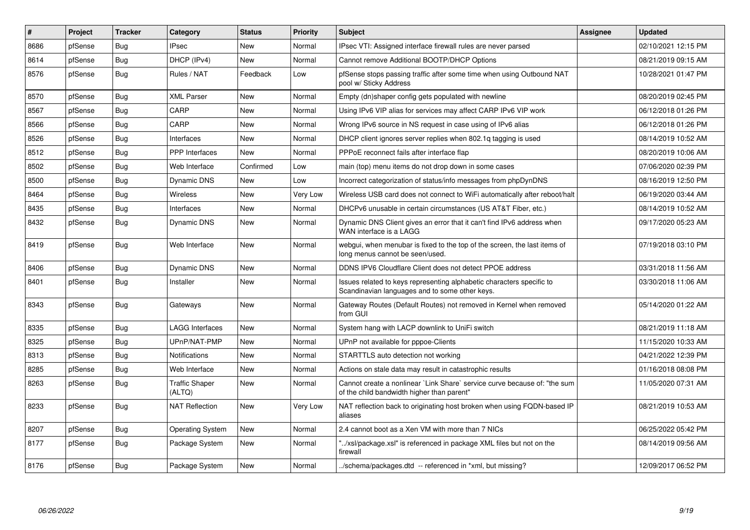| # | Project | Tracker | Category | Status | Priority | Subject | Assignee | Updated |
|---|---|---|---|---|---|---|---|---|
| 8686 | pfSense | Bug | IPsec | New | Normal | IPsec VTI: Assigned interface firewall rules are never parsed | | 02/10/2021 12:15 PM |
| 8614 | pfSense | Bug | DHCP (IPv4) | New | Normal | Cannot remove Additional BOOTP/DHCP Options | | 08/21/2019 09:15 AM |
| 8576 | pfSense | Bug | Rules / NAT | Feedback | Low | pfSense stops passing traffic after some time when using Outbound NAT pool w/ Sticky Address | | 10/28/2021 01:47 PM |
| 8570 | pfSense | Bug | XML Parser | New | Normal | Empty (dn)shaper config gets populated with newline | | 08/20/2019 02:45 PM |
| 8567 | pfSense | Bug | CARP | New | Normal | Using IPv6 VIP alias for services may affect CARP IPv6 VIP work | | 06/12/2018 01:26 PM |
| 8566 | pfSense | Bug | CARP | New | Normal | Wrong IPv6 source in NS request in case using of IPv6 alias | | 06/12/2018 01:26 PM |
| 8526 | pfSense | Bug | Interfaces | New | Normal | DHCP client ignores server replies when 802.1q tagging is used | | 08/14/2019 10:52 AM |
| 8512 | pfSense | Bug | PPP Interfaces | New | Normal | PPPoE reconnect fails after interface flap | | 08/20/2019 10:06 AM |
| 8502 | pfSense | Bug | Web Interface | Confirmed | Low | main (top) menu items do not drop down in some cases | | 07/06/2020 02:39 PM |
| 8500 | pfSense | Bug | Dynamic DNS | New | Low | Incorrect categorization of status/info messages from phpDynDNS | | 08/16/2019 12:50 PM |
| 8464 | pfSense | Bug | Wireless | New | Very Low | Wireless USB card does not connect to WiFi automatically after reboot/halt | | 06/19/2020 03:44 AM |
| 8435 | pfSense | Bug | Interfaces | New | Normal | DHCPv6 unusable in certain circumstances (US AT&T Fiber, etc.) | | 08/14/2019 10:52 AM |
| 8432 | pfSense | Bug | Dynamic DNS | New | Normal | Dynamic DNS Client gives an error that it can't find IPv6 address when WAN interface is a LAGG | | 09/17/2020 05:23 AM |
| 8419 | pfSense | Bug | Web Interface | New | Normal | webgui, when menubar is fixed to the top of the screen, the last items of long menus cannot be seen/used. | | 07/19/2018 03:10 PM |
| 8406 | pfSense | Bug | Dynamic DNS | New | Normal | DDNS IPV6 Cloudflare Client does not detect PPOE address | | 03/31/2018 11:56 AM |
| 8401 | pfSense | Bug | Installer | New | Normal | Issues related to keys representing alphabetic characters specific to Scandinavian languages and to some other keys. | | 03/30/2018 11:06 AM |
| 8343 | pfSense | Bug | Gateways | New | Normal | Gateway Routes (Default Routes) not removed in Kernel when removed from GUI | | 05/14/2020 01:22 AM |
| 8335 | pfSense | Bug | LAGG Interfaces | New | Normal | System hang with LACP downlink to UniFi switch | | 08/21/2019 11:18 AM |
| 8325 | pfSense | Bug | UPnP/NAT-PMP | New | Normal | UPnP not available for pppoe-Clients | | 11/15/2020 10:33 AM |
| 8313 | pfSense | Bug | Notifications | New | Normal | STARTTLS auto detection not working | | 04/21/2022 12:39 PM |
| 8285 | pfSense | Bug | Web Interface | New | Normal | Actions on stale data may result in catastrophic results | | 01/16/2018 08:08 PM |
| 8263 | pfSense | Bug | Traffic Shaper (ALTQ) | New | Normal | Cannot create a nonlinear `Link Share` service curve because of: "the sum of the child bandwidth higher than parent" | | 11/05/2020 07:31 AM |
| 8233 | pfSense | Bug | NAT Reflection | New | Very Low | NAT reflection back to originating host broken when using FQDN-based IP aliases | | 08/21/2019 10:53 AM |
| 8207 | pfSense | Bug | Operating System | New | Normal | 2.4 cannot boot as a Xen VM with more than 7 NICs | | 06/25/2022 05:42 PM |
| 8177 | pfSense | Bug | Package System | New | Normal | "../xsl/package.xsl" is referenced in package XML files but not on the firewall | | 08/14/2019 09:56 AM |
| 8176 | pfSense | Bug | Package System | New | Normal | ../schema/packages.dtd -- referenced in *xml, but missing? | | 12/09/2017 06:52 PM |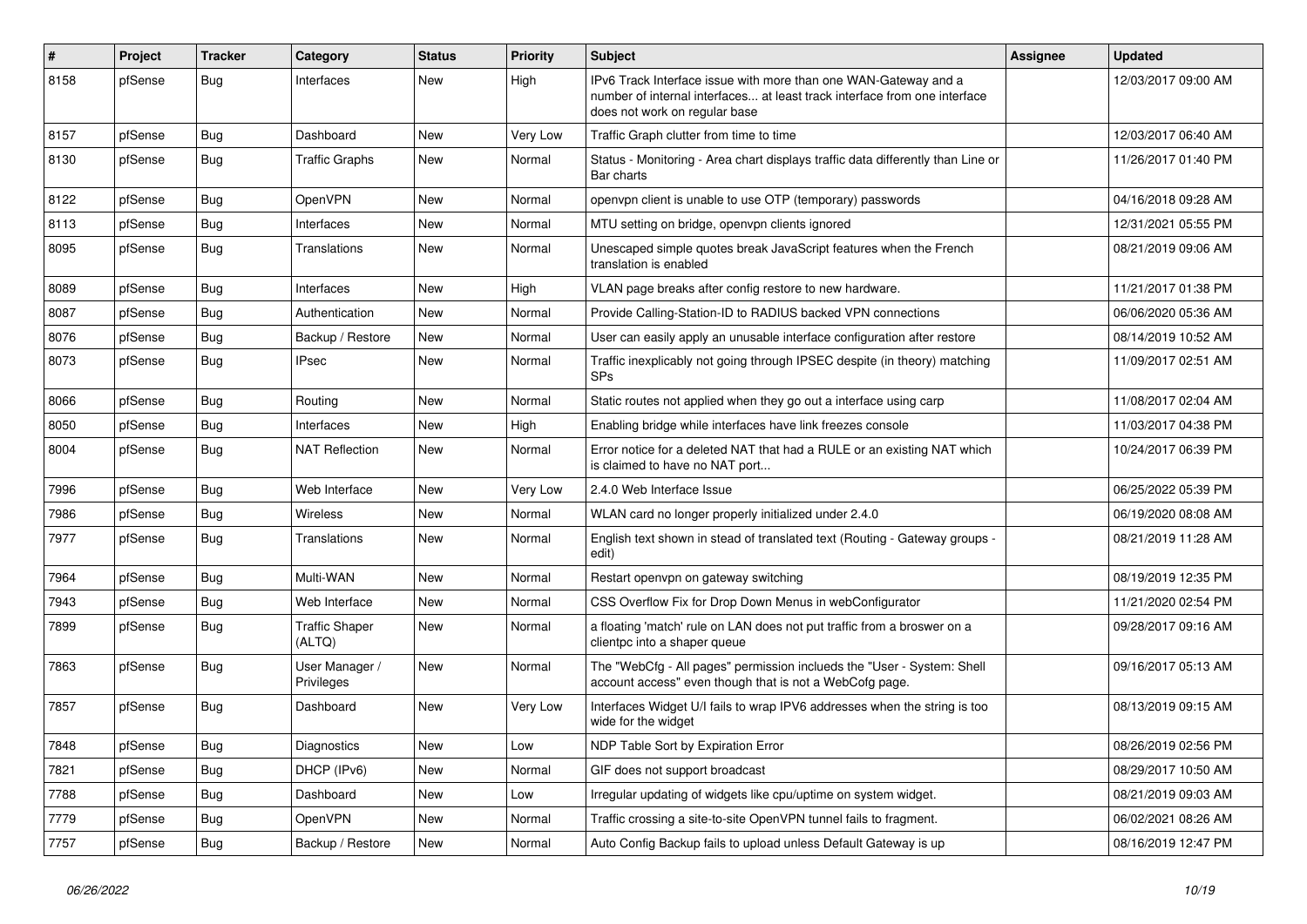| # | Project | Tracker | Category | Status | Priority | Subject | Assignee | Updated |
| --- | --- | --- | --- | --- | --- | --- | --- | --- |
| 8158 | pfSense | Bug | Interfaces | New | High | IPv6 Track Interface issue with more than one WAN-Gateway and a number of internal interfaces... at least track interface from one interface does not work on regular base | | 12/03/2017 09:00 AM |
| 8157 | pfSense | Bug | Dashboard | New | Very Low | Traffic Graph clutter from time to time | | 12/03/2017 06:40 AM |
| 8130 | pfSense | Bug | Traffic Graphs | New | Normal | Status - Monitoring - Area chart displays traffic data differently than Line or Bar charts | | 11/26/2017 01:40 PM |
| 8122 | pfSense | Bug | OpenVPN | New | Normal | openvpn client is unable to use OTP (temporary) passwords | | 04/16/2018 09:28 AM |
| 8113 | pfSense | Bug | Interfaces | New | Normal | MTU setting on bridge, openvpn clients ignored | | 12/31/2021 05:55 PM |
| 8095 | pfSense | Bug | Translations | New | Normal | Unescaped simple quotes break JavaScript features when the French translation is enabled | | 08/21/2019 09:06 AM |
| 8089 | pfSense | Bug | Interfaces | New | High | VLAN page breaks after config restore to new hardware. | | 11/21/2017 01:38 PM |
| 8087 | pfSense | Bug | Authentication | New | Normal | Provide Calling-Station-ID to RADIUS backed VPN connections | | 06/06/2020 05:36 AM |
| 8076 | pfSense | Bug | Backup / Restore | New | Normal | User can easily apply an unusable interface configuration after restore | | 08/14/2019 10:52 AM |
| 8073 | pfSense | Bug | IPsec | New | Normal | Traffic inexplicably not going through IPSEC despite (in theory) matching SPs | | 11/09/2017 02:51 AM |
| 8066 | pfSense | Bug | Routing | New | Normal | Static routes not applied when they go out a interface using carp | | 11/08/2017 02:04 AM |
| 8050 | pfSense | Bug | Interfaces | New | High | Enabling bridge while interfaces have link freezes console | | 11/03/2017 04:38 PM |
| 8004 | pfSense | Bug | NAT Reflection | New | Normal | Error notice for a deleted NAT that had a RULE or an existing NAT which is claimed to have no NAT port... | | 10/24/2017 06:39 PM |
| 7996 | pfSense | Bug | Web Interface | New | Very Low | 2.4.0 Web Interface Issue | | 06/25/2022 05:39 PM |
| 7986 | pfSense | Bug | Wireless | New | Normal | WLAN card no longer properly initialized under 2.4.0 | | 06/19/2020 08:08 AM |
| 7977 | pfSense | Bug | Translations | New | Normal | English text shown in stead of translated text (Routing - Gateway groups - edit) | | 08/21/2019 11:28 AM |
| 7964 | pfSense | Bug | Multi-WAN | New | Normal | Restart openvpn on gateway switching | | 08/19/2019 12:35 PM |
| 7943 | pfSense | Bug | Web Interface | New | Normal | CSS Overflow Fix for Drop Down Menus in webConfigurator | | 11/21/2020 02:54 PM |
| 7899 | pfSense | Bug | Traffic Shaper (ALTQ) | New | Normal | a floating 'match' rule on LAN does not put traffic from a broswer on a clientpc into a shaper queue | | 09/28/2017 09:16 AM |
| 7863 | pfSense | Bug | User Manager / Privileges | New | Normal | The "WebCfg - All pages" permission inclueds the "User - System: Shell account access" even though that is not a WebCofg page. | | 09/16/2017 05:13 AM |
| 7857 | pfSense | Bug | Dashboard | New | Very Low | Interfaces Widget U/I fails to wrap IPV6 addresses when the string is too wide for the widget | | 08/13/2019 09:15 AM |
| 7848 | pfSense | Bug | Diagnostics | New | Low | NDP Table Sort by Expiration Error | | 08/26/2019 02:56 PM |
| 7821 | pfSense | Bug | DHCP (IPv6) | New | Normal | GIF does not support broadcast | | 08/29/2017 10:50 AM |
| 7788 | pfSense | Bug | Dashboard | New | Low | Irregular updating of widgets like cpu/uptime on system widget. | | 08/21/2019 09:03 AM |
| 7779 | pfSense | Bug | OpenVPN | New | Normal | Traffic crossing a site-to-site OpenVPN tunnel fails to fragment. | | 06/02/2021 08:26 AM |
| 7757 | pfSense | Bug | Backup / Restore | New | Normal | Auto Config Backup fails to upload unless Default Gateway is up | | 08/16/2019 12:47 PM |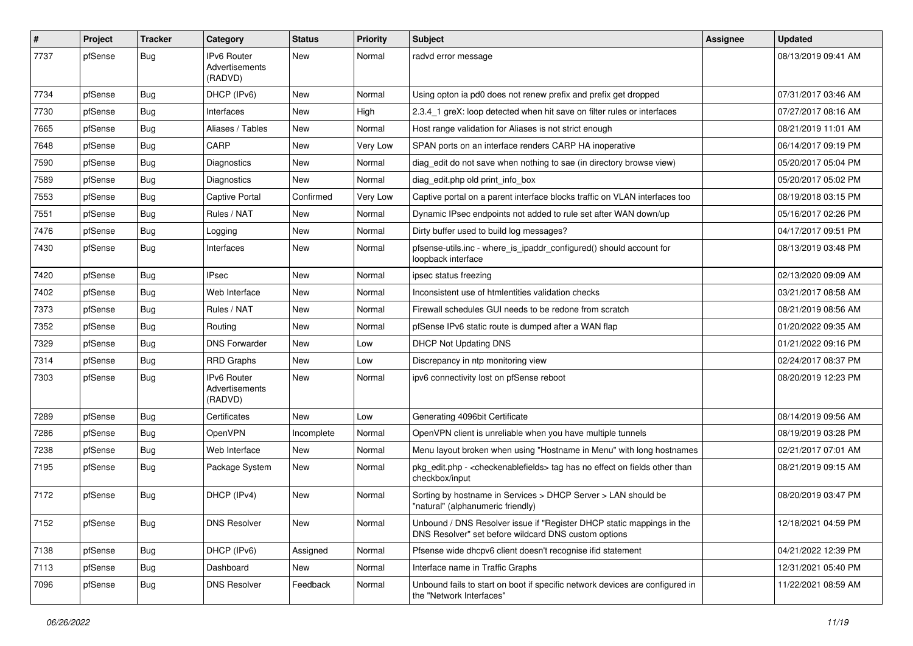| # | Project | Tracker | Category | Status | Priority | Subject | Assignee | Updated |
|---|---|---|---|---|---|---|---|---|
| 7737 | pfSense | Bug | IPv6 Router Advertisements (RADVD) | New | Normal | radvd error message | | 08/13/2019 09:41 AM |
| 7734 | pfSense | Bug | DHCP (IPv6) | New | Normal | Using opton ia pd0 does not renew prefix and prefix get dropped | | 07/31/2017 03:46 AM |
| 7730 | pfSense | Bug | Interfaces | New | High | 2.3.4_1 greX: loop detected when hit save on filter rules or interfaces | | 07/27/2017 08:16 AM |
| 7665 | pfSense | Bug | Aliases / Tables | New | Normal | Host range validation for Aliases is not strict enough | | 08/21/2019 11:01 AM |
| 7648 | pfSense | Bug | CARP | New | Very Low | SPAN ports on an interface renders CARP HA inoperative | | 06/14/2017 09:19 PM |
| 7590 | pfSense | Bug | Diagnostics | New | Normal | diag_edit do not save when nothing to sae (in directory browse view) | | 05/20/2017 05:04 PM |
| 7589 | pfSense | Bug | Diagnostics | New | Normal | diag_edit.php old print_info_box | | 05/20/2017 05:02 PM |
| 7553 | pfSense | Bug | Captive Portal | Confirmed | Very Low | Captive portal on a parent interface blocks traffic on VLAN interfaces too | | 08/19/2018 03:15 PM |
| 7551 | pfSense | Bug | Rules / NAT | New | Normal | Dynamic IPsec endpoints not added to rule set after WAN down/up | | 05/16/2017 02:26 PM |
| 7476 | pfSense | Bug | Logging | New | Normal | Dirty buffer used to build log messages? | | 04/17/2017 09:51 PM |
| 7430 | pfSense | Bug | Interfaces | New | Normal | pfsense-utils.inc - where_is_ipaddr_configured() should account for loopback interface | | 08/13/2019 03:48 PM |
| 7420 | pfSense | Bug | IPsec | New | Normal | ipsec status freezing | | 02/13/2020 09:09 AM |
| 7402 | pfSense | Bug | Web Interface | New | Normal | Inconsistent use of htmlentities validation checks | | 03/21/2017 08:58 AM |
| 7373 | pfSense | Bug | Rules / NAT | New | Normal | Firewall schedules GUI needs to be redone from scratch | | 08/21/2019 08:56 AM |
| 7352 | pfSense | Bug | Routing | New | Normal | pfSense IPv6 static route is dumped after a WAN flap | | 01/20/2022 09:35 AM |
| 7329 | pfSense | Bug | DNS Forwarder | New | Low | DHCP Not Updating DNS | | 01/21/2022 09:16 PM |
| 7314 | pfSense | Bug | RRD Graphs | New | Low | Discrepancy in ntp monitoring view | | 02/24/2017 08:37 PM |
| 7303 | pfSense | Bug | IPv6 Router Advertisements (RADVD) | New | Normal | ipv6 connectivity lost on pfSense reboot | | 08/20/2019 12:23 PM |
| 7289 | pfSense | Bug | Certificates | New | Low | Generating 4096bit Certificate | | 08/14/2019 09:56 AM |
| 7286 | pfSense | Bug | OpenVPN | Incomplete | Normal | OpenVPN client is unreliable when you have multiple tunnels | | 08/19/2019 03:28 PM |
| 7238 | pfSense | Bug | Web Interface | New | Normal | Menu layout broken when using "Hostname in Menu" with long hostnames | | 02/21/2017 07:01 AM |
| 7195 | pfSense | Bug | Package System | New | Normal | pkg_edit.php - <checkenablefields> tag has no effect on fields other than checkbox/input | | 08/21/2019 09:15 AM |
| 7172 | pfSense | Bug | DHCP (IPv4) | New | Normal | Sorting by hostname in Services > DHCP Server > LAN should be "natural" (alphanumeric friendly) | | 08/20/2019 03:47 PM |
| 7152 | pfSense | Bug | DNS Resolver | New | Normal | Unbound / DNS Resolver issue if "Register DHCP static mappings in the DNS Resolver" set before wildcard DNS custom options | | 12/18/2021 04:59 PM |
| 7138 | pfSense | Bug | DHCP (IPv6) | Assigned | Normal | Pfsense wide dhcpv6 client doesn't recognise ifid statement | | 04/21/2022 12:39 PM |
| 7113 | pfSense | Bug | Dashboard | New | Normal | Interface name in Traffic Graphs | | 12/31/2021 05:40 PM |
| 7096 | pfSense | Bug | DNS Resolver | Feedback | Normal | Unbound fails to start on boot if specific network devices are configured in the "Network Interfaces" | | 11/22/2021 08:59 AM |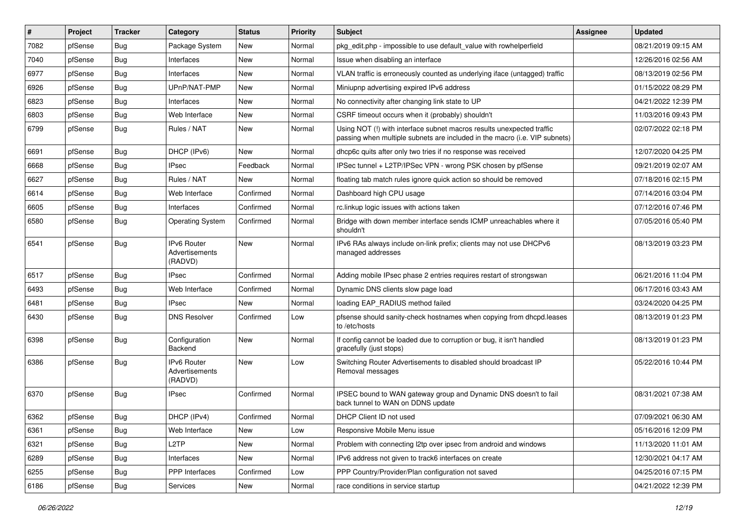| # | Project | Tracker | Category | Status | Priority | Subject | Assignee | Updated |
|---|---|---|---|---|---|---|---|---|
| 7082 | pfSense | Bug | Package System | New | Normal | pkg_edit.php - impossible to use default_value with rowhelperfield | | 08/21/2019 09:15 AM |
| 7040 | pfSense | Bug | Interfaces | New | Normal | Issue when disabling an interface | | 12/26/2016 02:56 AM |
| 6977 | pfSense | Bug | Interfaces | New | Normal | VLAN traffic is erroneously counted as underlying iface (untagged) traffic | | 08/13/2019 02:56 PM |
| 6926 | pfSense | Bug | UPnP/NAT-PMP | New | Normal | Miniupnp advertising expired IPv6 address | | 01/15/2022 08:29 PM |
| 6823 | pfSense | Bug | Interfaces | New | Normal | No connectivity after changing link state to UP | | 04/21/2022 12:39 PM |
| 6803 | pfSense | Bug | Web Interface | New | Normal | CSRF timeout occurs when it (probably) shouldn't | | 11/03/2016 09:43 PM |
| 6799 | pfSense | Bug | Rules / NAT | New | Normal | Using NOT (!) with interface subnet macros results unexpected traffic passing when multiple subnets are included in the macro (i.e. VIP subnets) | | 02/07/2022 02:18 PM |
| 6691 | pfSense | Bug | DHCP (IPv6) | New | Normal | dhcp6c quits after only two tries if no response was received | | 12/07/2020 04:25 PM |
| 6668 | pfSense | Bug | IPsec | Feedback | Normal | IPSec tunnel + L2TP/IPSec VPN - wrong PSK chosen by pfSense | | 09/21/2019 02:07 AM |
| 6627 | pfSense | Bug | Rules / NAT | New | Normal | floating tab match rules ignore quick action so should be removed | | 07/18/2016 02:15 PM |
| 6614 | pfSense | Bug | Web Interface | Confirmed | Normal | Dashboard high CPU usage | | 07/14/2016 03:04 PM |
| 6605 | pfSense | Bug | Interfaces | Confirmed | Normal | rc.linkup logic issues with actions taken | | 07/12/2016 07:46 PM |
| 6580 | pfSense | Bug | Operating System | Confirmed | Normal | Bridge with down member interface sends ICMP unreachables where it shouldn't | | 07/05/2016 05:40 PM |
| 6541 | pfSense | Bug | IPv6 Router Advertisements (RADVD) | New | Normal | IPv6 RAs always include on-link prefix; clients may not use DHCPv6 managed addresses | | 08/13/2019 03:23 PM |
| 6517 | pfSense | Bug | IPsec | Confirmed | Normal | Adding mobile IPsec phase 2 entries requires restart of strongswan | | 06/21/2016 11:04 PM |
| 6493 | pfSense | Bug | Web Interface | Confirmed | Normal | Dynamic DNS clients slow page load | | 06/17/2016 03:43 AM |
| 6481 | pfSense | Bug | IPsec | New | Normal | loading EAP_RADIUS method failed | | 03/24/2020 04:25 PM |
| 6430 | pfSense | Bug | DNS Resolver | Confirmed | Low | pfsense should sanity-check hostnames when copying from dhcpd.leases to /etc/hosts | | 08/13/2019 01:23 PM |
| 6398 | pfSense | Bug | Configuration Backend | New | Normal | If config cannot be loaded due to corruption or bug, it isn't handled gracefully (just stops) | | 08/13/2019 01:23 PM |
| 6386 | pfSense | Bug | IPv6 Router Advertisements (RADVD) | New | Low | Switching Router Advertisements to disabled should broadcast IP Removal messages | | 05/22/2016 10:44 PM |
| 6370 | pfSense | Bug | IPsec | Confirmed | Normal | IPSEC bound to WAN gateway group and Dynamic DNS doesn't to fail back tunnel to WAN on DDNS update | | 08/31/2021 07:38 AM |
| 6362 | pfSense | Bug | DHCP (IPv4) | Confirmed | Normal | DHCP Client ID not used | | 07/09/2021 06:30 AM |
| 6361 | pfSense | Bug | Web Interface | New | Low | Responsive Mobile Menu issue | | 05/16/2016 12:09 PM |
| 6321 | pfSense | Bug | L2TP | New | Normal | Problem with connecting l2tp over ipsec from android and windows | | 11/13/2020 11:01 AM |
| 6289 | pfSense | Bug | Interfaces | New | Normal | IPv6 address not given to track6 interfaces on create | | 12/30/2021 04:17 AM |
| 6255 | pfSense | Bug | PPP Interfaces | Confirmed | Low | PPP Country/Provider/Plan configuration not saved | | 04/25/2016 07:15 PM |
| 6186 | pfSense | Bug | Services | New | Normal | race conditions in service startup | | 04/21/2022 12:39 PM |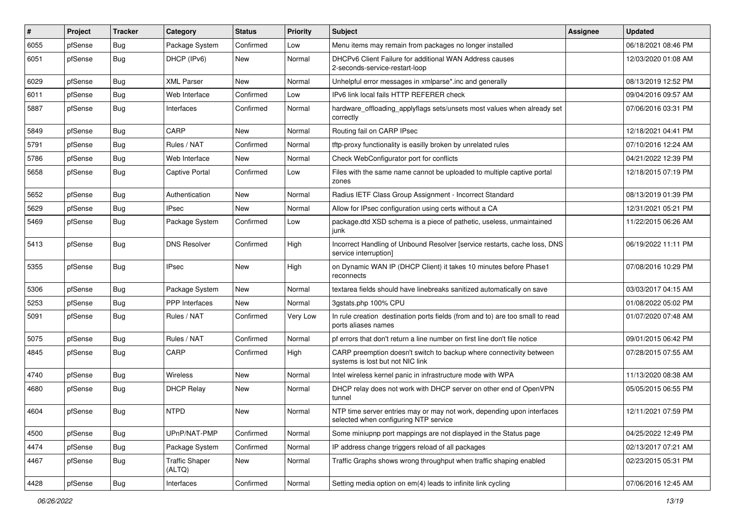| # | Project | Tracker | Category | Status | Priority | Subject | Assignee | Updated |
|---|---|---|---|---|---|---|---|---|
| 6055 | pfSense | Bug | Package System | Confirmed | Low | Menu items may remain from packages no longer installed | | 06/18/2021 08:46 PM |
| 6051 | pfSense | Bug | DHCP (IPv6) | New | Normal | DHCPv6 Client Failure for additional WAN Address causes 2-seconds-service-restart-loop | | 12/03/2020 01:08 AM |
| 6029 | pfSense | Bug | XML Parser | New | Normal | Unhelpful error messages in xmlparse*.inc and generally | | 08/13/2019 12:52 PM |
| 6011 | pfSense | Bug | Web Interface | Confirmed | Low | IPv6 link local fails HTTP REFERER check | | 09/04/2016 09:57 AM |
| 5887 | pfSense | Bug | Interfaces | Confirmed | Normal | hardware_offloading_applyflags sets/unsets most values when already set correctly | | 07/06/2016 03:31 PM |
| 5849 | pfSense | Bug | CARP | New | Normal | Routing fail on CARP IPsec | | 12/18/2021 04:41 PM |
| 5791 | pfSense | Bug | Rules / NAT | Confirmed | Normal | tftp-proxy functionality is easilly broken by unrelated rules | | 07/10/2016 12:24 AM |
| 5786 | pfSense | Bug | Web Interface | New | Normal | Check WebConfigurator port for conflicts | | 04/21/2022 12:39 PM |
| 5658 | pfSense | Bug | Captive Portal | Confirmed | Low | Files with the same name cannot be uploaded to multiple captive portal zones | | 12/18/2015 07:19 PM |
| 5652 | pfSense | Bug | Authentication | New | Normal | Radius IETF Class Group Assignment - Incorrect Standard | | 08/13/2019 01:39 PM |
| 5629 | pfSense | Bug | IPsec | New | Normal | Allow for IPsec configuration using certs without a CA | | 12/31/2021 05:21 PM |
| 5469 | pfSense | Bug | Package System | Confirmed | Low | package.dtd XSD schema is a piece of pathetic, useless, unmaintained junk | | 11/22/2015 06:26 AM |
| 5413 | pfSense | Bug | DNS Resolver | Confirmed | High | Incorrect Handling of Unbound Resolver [service restarts, cache loss, DNS service interruption] | | 06/19/2022 11:11 PM |
| 5355 | pfSense | Bug | IPsec | New | High | on Dynamic WAN IP (DHCP Client) it takes 10 minutes before Phase1 reconnects | | 07/08/2016 10:29 PM |
| 5306 | pfSense | Bug | Package System | New | Normal | textarea fields should have linebreaks sanitized automatically on save | | 03/03/2017 04:15 AM |
| 5253 | pfSense | Bug | PPP Interfaces | New | Normal | 3gstats.php 100% CPU | | 01/08/2022 05:02 PM |
| 5091 | pfSense | Bug | Rules / NAT | Confirmed | Very Low | In rule creation destination ports fields (from and to) are too small to read ports aliases names | | 01/07/2020 07:48 AM |
| 5075 | pfSense | Bug | Rules / NAT | Confirmed | Normal | pf errors that don't return a line number on first line don't file notice | | 09/01/2015 06:42 PM |
| 4845 | pfSense | Bug | CARP | Confirmed | High | CARP preemption doesn't switch to backup where connectivity between systems is lost but not NIC link | | 07/28/2015 07:55 AM |
| 4740 | pfSense | Bug | Wireless | New | Normal | Intel wireless kernel panic in infrastructure mode with WPA | | 11/13/2020 08:38 AM |
| 4680 | pfSense | Bug | DHCP Relay | New | Normal | DHCP relay does not work with DHCP server on other end of OpenVPN tunnel | | 05/05/2015 06:55 PM |
| 4604 | pfSense | Bug | NTPD | New | Normal | NTP time server entries may or may not work, depending upon interfaces selected when configuring NTP service | | 12/11/2021 07:59 PM |
| 4500 | pfSense | Bug | UPnP/NAT-PMP | Confirmed | Normal | Some miniupnp port mappings are not displayed in the Status page | | 04/25/2022 12:49 PM |
| 4474 | pfSense | Bug | Package System | Confirmed | Normal | IP address change triggers reload of all packages | | 02/13/2017 07:21 AM |
| 4467 | pfSense | Bug | Traffic Shaper (ALTQ) | New | Normal | Traffic Graphs shows wrong throughput when traffic shaping enabled | | 02/23/2015 05:31 PM |
| 4428 | pfSense | Bug | Interfaces | Confirmed | Normal | Setting media option on em(4) leads to infinite link cycling | | 07/06/2016 12:45 AM |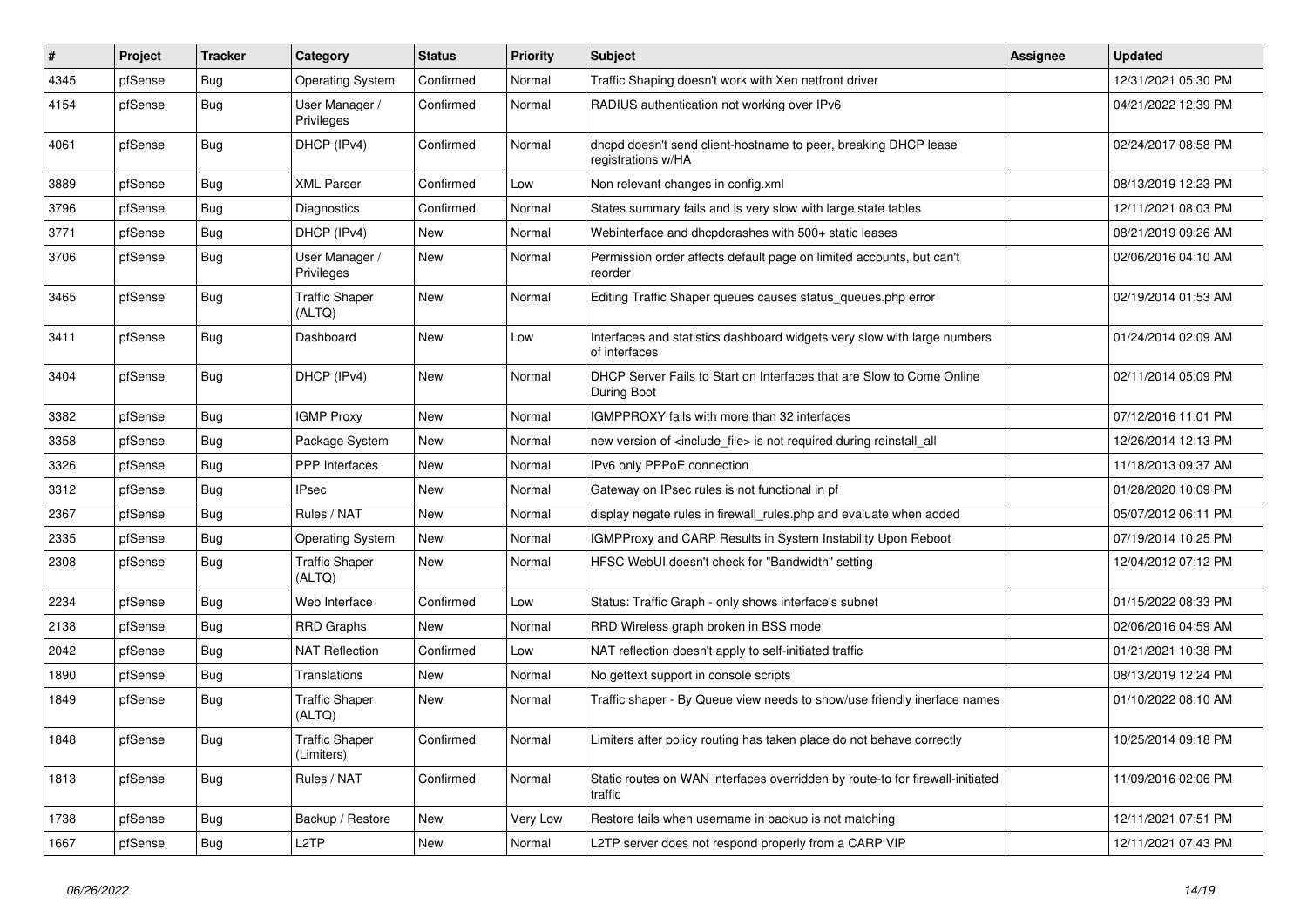| # | Project | Tracker | Category | Status | Priority | Subject | Assignee | Updated |
|---|---|---|---|---|---|---|---|---|
| 4345 | pfSense | Bug | Operating System | Confirmed | Normal | Traffic Shaping doesn't work with Xen netfront driver | | 12/31/2021 05:30 PM |
| 4154 | pfSense | Bug | User Manager / Privileges | Confirmed | Normal | RADIUS authentication not working over IPv6 | | 04/21/2022 12:39 PM |
| 4061 | pfSense | Bug | DHCP (IPv4) | Confirmed | Normal | dhcpd doesn't send client-hostname to peer, breaking DHCP lease registrations w/HA | | 02/24/2017 08:58 PM |
| 3889 | pfSense | Bug | XML Parser | Confirmed | Low | Non relevant changes in config.xml | | 08/13/2019 12:23 PM |
| 3796 | pfSense | Bug | Diagnostics | Confirmed | Normal | States summary fails and is very slow with large state tables | | 12/11/2021 08:03 PM |
| 3771 | pfSense | Bug | DHCP (IPv4) | New | Normal | Webinterface and dhcpdcrashes with 500+ static leases | | 08/21/2019 09:26 AM |
| 3706 | pfSense | Bug | User Manager / Privileges | New | Normal | Permission order affects default page on limited accounts, but can't reorder | | 02/06/2016 04:10 AM |
| 3465 | pfSense | Bug | Traffic Shaper (ALTQ) | New | Normal | Editing Traffic Shaper queues causes status_queues.php error | | 02/19/2014 01:53 AM |
| 3411 | pfSense | Bug | Dashboard | New | Low | Interfaces and statistics dashboard widgets very slow with large numbers of interfaces | | 01/24/2014 02:09 AM |
| 3404 | pfSense | Bug | DHCP (IPv4) | New | Normal | DHCP Server Fails to Start on Interfaces that are Slow to Come Online During Boot | | 02/11/2014 05:09 PM |
| 3382 | pfSense | Bug | IGMP Proxy | New | Normal | IGMPPROXY fails with more than 32 interfaces | | 07/12/2016 11:01 PM |
| 3358 | pfSense | Bug | Package System | New | Normal | new version of <include_file> is not required during reinstall_all | | 12/26/2014 12:13 PM |
| 3326 | pfSense | Bug | PPP Interfaces | New | Normal | IPv6 only PPPoE connection | | 11/18/2013 09:37 AM |
| 3312 | pfSense | Bug | IPsec | New | Normal | Gateway on IPsec rules is not functional in pf | | 01/28/2020 10:09 PM |
| 2367 | pfSense | Bug | Rules / NAT | New | Normal | display negate rules in firewall_rules.php and evaluate when added | | 05/07/2012 06:11 PM |
| 2335 | pfSense | Bug | Operating System | New | Normal | IGMPProxy and CARP Results in System Instability Upon Reboot | | 07/19/2014 10:25 PM |
| 2308 | pfSense | Bug | Traffic Shaper (ALTQ) | New | Normal | HFSC WebUI doesn't check for "Bandwidth" setting | | 12/04/2012 07:12 PM |
| 2234 | pfSense | Bug | Web Interface | Confirmed | Low | Status: Traffic Graph - only shows interface's subnet | | 01/15/2022 08:33 PM |
| 2138 | pfSense | Bug | RRD Graphs | New | Normal | RRD Wireless graph broken in BSS mode | | 02/06/2016 04:59 AM |
| 2042 | pfSense | Bug | NAT Reflection | Confirmed | Low | NAT reflection doesn't apply to self-initiated traffic | | 01/21/2021 10:38 PM |
| 1890 | pfSense | Bug | Translations | New | Normal | No gettext support in console scripts | | 08/13/2019 12:24 PM |
| 1849 | pfSense | Bug | Traffic Shaper (ALTQ) | New | Normal | Traffic shaper - By Queue view needs to show/use friendly inerface names | | 01/10/2022 08:10 AM |
| 1848 | pfSense | Bug | Traffic Shaper (Limiters) | Confirmed | Normal | Limiters after policy routing has taken place do not behave correctly | | 10/25/2014 09:18 PM |
| 1813 | pfSense | Bug | Rules / NAT | Confirmed | Normal | Static routes on WAN interfaces overridden by route-to for firewall-initiated traffic | | 11/09/2016 02:06 PM |
| 1738 | pfSense | Bug | Backup / Restore | New | Very Low | Restore fails when username in backup is not matching | | 12/11/2021 07:51 PM |
| 1667 | pfSense | Bug | L2TP | New | Normal | L2TP server does not respond properly from a CARP VIP | | 12/11/2021 07:43 PM |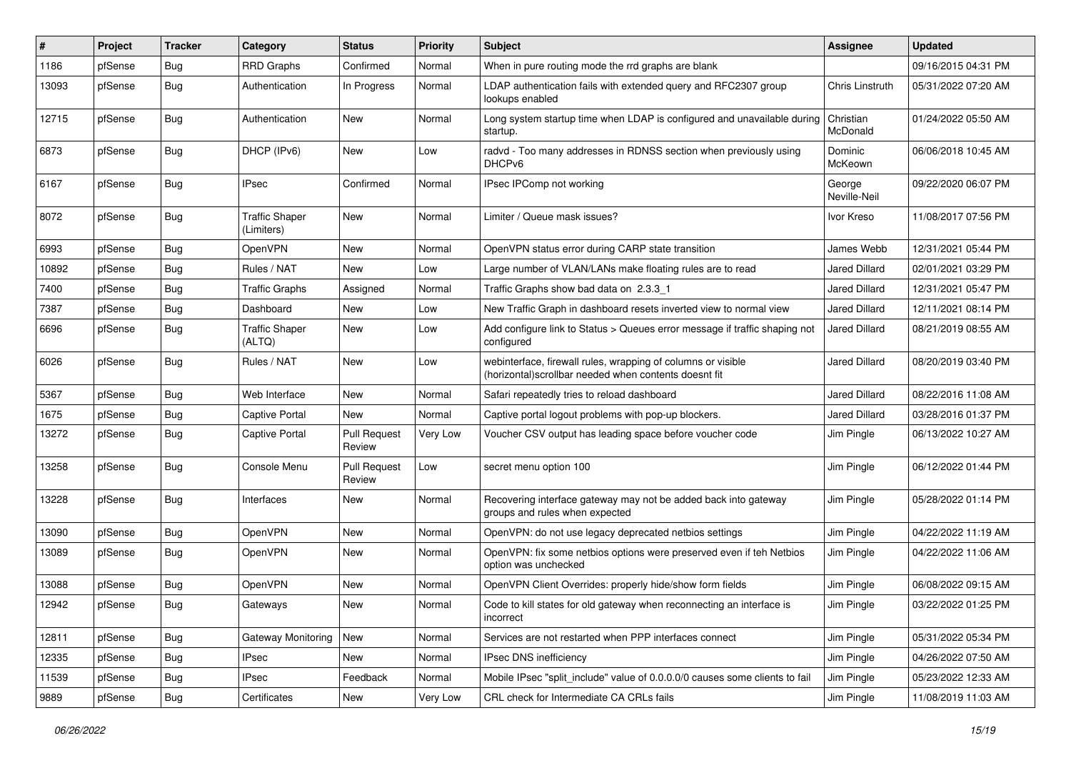| # | Project | Tracker | Category | Status | Priority | Subject | Assignee | Updated |
|---|---|---|---|---|---|---|---|---|
| 1186 | pfSense | Bug | RRD Graphs | Confirmed | Normal | When in pure routing mode the rrd graphs are blank | | 09/16/2015 04:31 PM |
| 13093 | pfSense | Bug | Authentication | In Progress | Normal | LDAP authentication fails with extended query and RFC2307 group lookups enabled | Chris Linstruth | 05/31/2022 07:20 AM |
| 12715 | pfSense | Bug | Authentication | New | Normal | Long system startup time when LDAP is configured and unavailable during startup. | Christian McDonald | 01/24/2022 05:50 AM |
| 6873 | pfSense | Bug | DHCP (IPv6) | New | Low | radvd - Too many addresses in RDNSS section when previously using DHCPv6 | Dominic McKeown | 06/06/2018 10:45 AM |
| 6167 | pfSense | Bug | IPsec | Confirmed | Normal | IPsec IPComp not working | George Neville-Neil | 09/22/2020 06:07 PM |
| 8072 | pfSense | Bug | Traffic Shaper (Limiters) | New | Normal | Limiter / Queue mask issues? | Ivor Kreso | 11/08/2017 07:56 PM |
| 6993 | pfSense | Bug | OpenVPN | New | Normal | OpenVPN status error during CARP state transition | James Webb | 12/31/2021 05:44 PM |
| 10892 | pfSense | Bug | Rules / NAT | New | Low | Large number of VLAN/LANs make floating rules are to read | Jared Dillard | 02/01/2021 03:29 PM |
| 7400 | pfSense | Bug | Traffic Graphs | Assigned | Normal | Traffic Graphs show bad data on 2.3.3_1 | Jared Dillard | 12/31/2021 05:47 PM |
| 7387 | pfSense | Bug | Dashboard | New | Low | New Traffic Graph in dashboard resets inverted view to normal view | Jared Dillard | 12/11/2021 08:14 PM |
| 6696 | pfSense | Bug | Traffic Shaper (ALTQ) | New | Low | Add configure link to Status > Queues error message if traffic shaping not configured | Jared Dillard | 08/21/2019 08:55 AM |
| 6026 | pfSense | Bug | Rules / NAT | New | Low | webinterface, firewall rules, wrapping of columns or visible (horizontal)scrollbar needed when contents doesnt fit | Jared Dillard | 08/20/2019 03:40 PM |
| 5367 | pfSense | Bug | Web Interface | New | Normal | Safari repeatedly tries to reload dashboard | Jared Dillard | 08/22/2016 11:08 AM |
| 1675 | pfSense | Bug | Captive Portal | New | Normal | Captive portal logout problems with pop-up blockers. | Jared Dillard | 03/28/2016 01:37 PM |
| 13272 | pfSense | Bug | Captive Portal | Pull Request Review | Very Low | Voucher CSV output has leading space before voucher code | Jim Pingle | 06/13/2022 10:27 AM |
| 13258 | pfSense | Bug | Console Menu | Pull Request Review | Low | secret menu option 100 | Jim Pingle | 06/12/2022 01:44 PM |
| 13228 | pfSense | Bug | Interfaces | New | Normal | Recovering interface gateway may not be added back into gateway groups and rules when expected | Jim Pingle | 05/28/2022 01:14 PM |
| 13090 | pfSense | Bug | OpenVPN | New | Normal | OpenVPN: do not use legacy deprecated netbios settings | Jim Pingle | 04/22/2022 11:19 AM |
| 13089 | pfSense | Bug | OpenVPN | New | Normal | OpenVPN: fix some netbios options were preserved even if teh Netbios option was unchecked | Jim Pingle | 04/22/2022 11:06 AM |
| 13088 | pfSense | Bug | OpenVPN | New | Normal | OpenVPN Client Overrides: properly hide/show form fields | Jim Pingle | 06/08/2022 09:15 AM |
| 12942 | pfSense | Bug | Gateways | New | Normal | Code to kill states for old gateway when reconnecting an interface is incorrect | Jim Pingle | 03/22/2022 01:25 PM |
| 12811 | pfSense | Bug | Gateway Monitoring | New | Normal | Services are not restarted when PPP interfaces connect | Jim Pingle | 05/31/2022 05:34 PM |
| 12335 | pfSense | Bug | IPsec | New | Normal | IPsec DNS inefficiency | Jim Pingle | 04/26/2022 07:50 AM |
| 11539 | pfSense | Bug | IPsec | Feedback | Normal | Mobile IPsec "split_include" value of 0.0.0.0/0 causes some clients to fail | Jim Pingle | 05/23/2022 12:33 AM |
| 9889 | pfSense | Bug | Certificates | New | Very Low | CRL check for Intermediate CA CRLs fails | Jim Pingle | 11/08/2019 11:03 AM |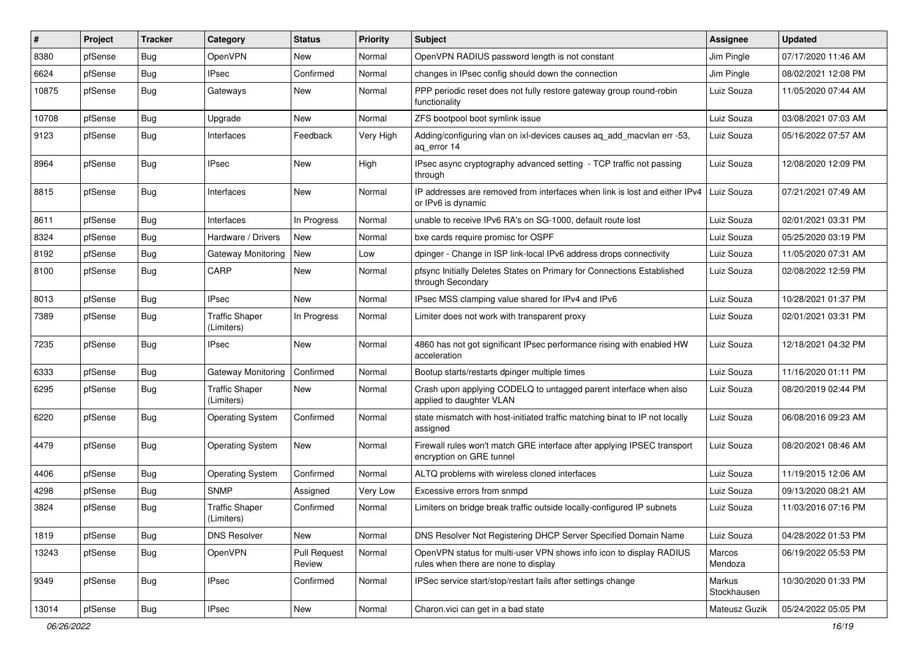| # | Project | Tracker | Category | Status | Priority | Subject | Assignee | Updated |
|---|---|---|---|---|---|---|---|---|
| 8380 | pfSense | Bug | OpenVPN | New | Normal | OpenVPN RADIUS password length is not constant | Jim Pingle | 07/17/2020 11:46 AM |
| 6624 | pfSense | Bug | IPsec | Confirmed | Normal | changes in IPsec config should down the connection | Jim Pingle | 08/02/2021 12:08 PM |
| 10875 | pfSense | Bug | Gateways | New | Normal | PPP periodic reset does not fully restore gateway group round-robin functionality | Luiz Souza | 11/05/2020 07:44 AM |
| 10708 | pfSense | Bug | Upgrade | New | Normal | ZFS bootpool boot symlink issue | Luiz Souza | 03/08/2021 07:03 AM |
| 9123 | pfSense | Bug | Interfaces | Feedback | Very High | Adding/configuring vlan on ixl-devices causes aq_add_macvlan err -53, aq_error 14 | Luiz Souza | 05/16/2022 07:57 AM |
| 8964 | pfSense | Bug | IPsec | New | High | IPsec async cryptography advanced setting - TCP traffic not passing through | Luiz Souza | 12/08/2020 12:09 PM |
| 8815 | pfSense | Bug | Interfaces | New | Normal | IP addresses are removed from interfaces when link is lost and either IPv4 or IPv6 is dynamic | Luiz Souza | 07/21/2021 07:49 AM |
| 8611 | pfSense | Bug | Interfaces | In Progress | Normal | unable to receive IPv6 RA's on SG-1000, default route lost | Luiz Souza | 02/01/2021 03:31 PM |
| 8324 | pfSense | Bug | Hardware / Drivers | New | Normal | bxe cards require promisc for OSPF | Luiz Souza | 05/25/2020 03:19 PM |
| 8192 | pfSense | Bug | Gateway Monitoring | New | Low | dpinger - Change in ISP link-local IPv6 address drops connectivity | Luiz Souza | 11/05/2020 07:31 AM |
| 8100 | pfSense | Bug | CARP | New | Normal | pfsync Initially Deletes States on Primary for Connections Established through Secondary | Luiz Souza | 02/08/2022 12:59 PM |
| 8013 | pfSense | Bug | IPsec | New | Normal | IPsec MSS clamping value shared for IPv4 and IPv6 | Luiz Souza | 10/28/2021 01:37 PM |
| 7389 | pfSense | Bug | Traffic Shaper (Limiters) | In Progress | Normal | Limiter does not work with transparent proxy | Luiz Souza | 02/01/2021 03:31 PM |
| 7235 | pfSense | Bug | IPsec | New | Normal | 4860 has not got significant IPsec performance rising with enabled HW acceleration | Luiz Souza | 12/18/2021 04:32 PM |
| 6333 | pfSense | Bug | Gateway Monitoring | Confirmed | Normal | Bootup starts/restarts dpinger multiple times | Luiz Souza | 11/16/2020 01:11 PM |
| 6295 | pfSense | Bug | Traffic Shaper (Limiters) | New | Normal | Crash upon applying CODELQ to untagged parent interface when also applied to daughter VLAN | Luiz Souza | 08/20/2019 02:44 PM |
| 6220 | pfSense | Bug | Operating System | Confirmed | Normal | state mismatch with host-initiated traffic matching binat to IP not locally assigned | Luiz Souza | 06/08/2016 09:23 AM |
| 4479 | pfSense | Bug | Operating System | New | Normal | Firewall rules won't match GRE interface after applying IPSEC transport encryption on GRE tunnel | Luiz Souza | 08/20/2021 08:46 AM |
| 4406 | pfSense | Bug | Operating System | Confirmed | Normal | ALTQ problems with wireless cloned interfaces | Luiz Souza | 11/19/2015 12:06 AM |
| 4298 | pfSense | Bug | SNMP | Assigned | Very Low | Excessive errors from snmpd | Luiz Souza | 09/13/2020 08:21 AM |
| 3824 | pfSense | Bug | Traffic Shaper (Limiters) | Confirmed | Normal | Limiters on bridge break traffic outside locally-configured IP subnets | Luiz Souza | 11/03/2016 07:16 PM |
| 1819 | pfSense | Bug | DNS Resolver | New | Normal | DNS Resolver Not Registering DHCP Server Specified Domain Name | Luiz Souza | 04/28/2022 01:53 PM |
| 13243 | pfSense | Bug | OpenVPN | Pull Request Review | Normal | OpenVPN status for multi-user VPN shows info icon to display RADIUS rules when there are none to display | Marcos Mendoza | 06/19/2022 05:53 PM |
| 9349 | pfSense | Bug | IPsec | Confirmed | Normal | IPSec service start/stop/restart fails after settings change | Markus Stockhausen | 10/30/2020 01:33 PM |
| 13014 | pfSense | Bug | IPsec | New | Normal | Charon.vici can get in a bad state | Mateusz Guzik | 05/24/2022 05:05 PM |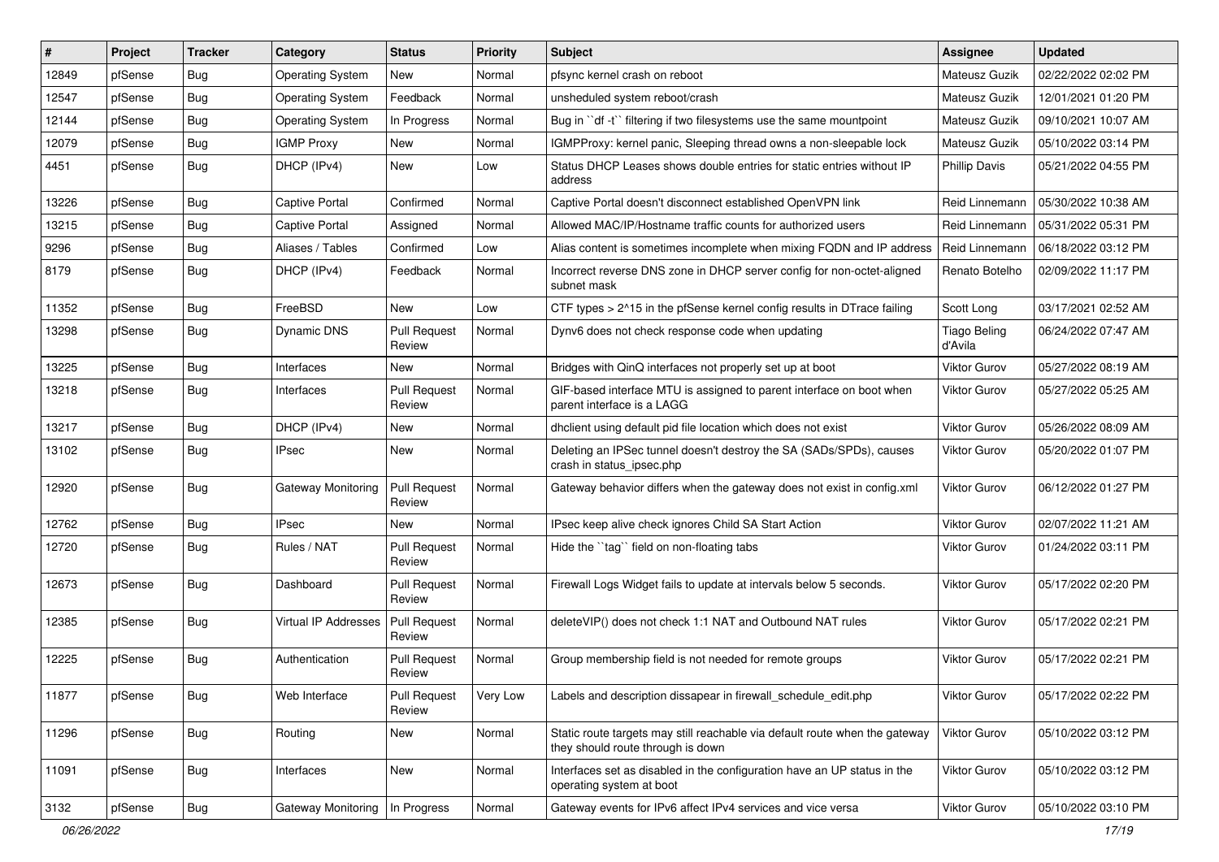| # | Project | Tracker | Category | Status | Priority | Subject | Assignee | Updated |
|---|---|---|---|---|---|---|---|---|
| 12849 | pfSense | Bug | Operating System | New | Normal | pfsync kernel crash on reboot | Mateusz Guzik | 02/22/2022 02:02 PM |
| 12547 | pfSense | Bug | Operating System | Feedback | Normal | unsheduled system reboot/crash | Mateusz Guzik | 12/01/2021 01:20 PM |
| 12144 | pfSense | Bug | Operating System | In Progress | Normal | Bug in ``df -t`` filtering if two filesystems use the same mountpoint | Mateusz Guzik | 09/10/2021 10:07 AM |
| 12079 | pfSense | Bug | IGMP Proxy | New | Normal | IGMPProxy: kernel panic, Sleeping thread owns a non-sleepable lock | Mateusz Guzik | 05/10/2022 03:14 PM |
| 4451 | pfSense | Bug | DHCP (IPv4) | New | Low | Status DHCP Leases shows double entries for static entries without IP address | Phillip Davis | 05/21/2022 04:55 PM |
| 13226 | pfSense | Bug | Captive Portal | Confirmed | Normal | Captive Portal doesn't disconnect established OpenVPN link | Reid Linnemann | 05/30/2022 10:38 AM |
| 13215 | pfSense | Bug | Captive Portal | Assigned | Normal | Allowed MAC/IP/Hostname traffic counts for authorized users | Reid Linnemann | 05/31/2022 05:31 PM |
| 9296 | pfSense | Bug | Aliases / Tables | Confirmed | Low | Alias content is sometimes incomplete when mixing FQDN and IP address | Reid Linnemann | 06/18/2022 03:12 PM |
| 8179 | pfSense | Bug | DHCP (IPv4) | Feedback | Normal | Incorrect reverse DNS zone in DHCP server config for non-octet-aligned subnet mask | Renato Botelho | 02/09/2022 11:17 PM |
| 11352 | pfSense | Bug | FreeBSD | New | Low | CTF types > 2^15 in the pfSense kernel config results in DTrace failing | Scott Long | 03/17/2021 02:52 AM |
| 13298 | pfSense | Bug | Dynamic DNS | Pull Request Review | Normal | Dynv6 does not check response code when updating | Tiago Beling d'Avila | 06/24/2022 07:47 AM |
| 13225 | pfSense | Bug | Interfaces | New | Normal | Bridges with QinQ interfaces not properly set up at boot | Viktor Gurov | 05/27/2022 08:19 AM |
| 13218 | pfSense | Bug | Interfaces | Pull Request Review | Normal | GIF-based interface MTU is assigned to parent interface on boot when parent interface is a LAGG | Viktor Gurov | 05/27/2022 05:25 AM |
| 13217 | pfSense | Bug | DHCP (IPv4) | New | Normal | dhclient using default pid file location which does not exist | Viktor Gurov | 05/26/2022 08:09 AM |
| 13102 | pfSense | Bug | IPsec | New | Normal | Deleting an IPSec tunnel doesn't destroy the SA (SADs/SPDs), causes crash in status_ipsec.php | Viktor Gurov | 05/20/2022 01:07 PM |
| 12920 | pfSense | Bug | Gateway Monitoring | Pull Request Review | Normal | Gateway behavior differs when the gateway does not exist in config.xml | Viktor Gurov | 06/12/2022 01:27 PM |
| 12762 | pfSense | Bug | IPsec | New | Normal | IPsec keep alive check ignores Child SA Start Action | Viktor Gurov | 02/07/2022 11:21 AM |
| 12720 | pfSense | Bug | Rules / NAT | Pull Request Review | Normal | Hide the ``tag`` field on non-floating tabs | Viktor Gurov | 01/24/2022 03:11 PM |
| 12673 | pfSense | Bug | Dashboard | Pull Request Review | Normal | Firewall Logs Widget fails to update at intervals below 5 seconds. | Viktor Gurov | 05/17/2022 02:20 PM |
| 12385 | pfSense | Bug | Virtual IP Addresses | Pull Request Review | Normal | deleteVIP() does not check 1:1 NAT and Outbound NAT rules | Viktor Gurov | 05/17/2022 02:21 PM |
| 12225 | pfSense | Bug | Authentication | Pull Request Review | Normal | Group membership field is not needed for remote groups | Viktor Gurov | 05/17/2022 02:21 PM |
| 11877 | pfSense | Bug | Web Interface | Pull Request Review | Very Low | Labels and description dissapear in firewall_schedule_edit.php | Viktor Gurov | 05/17/2022 02:22 PM |
| 11296 | pfSense | Bug | Routing | New | Normal | Static route targets may still reachable via default route when the gateway they should route through is down | Viktor Gurov | 05/10/2022 03:12 PM |
| 11091 | pfSense | Bug | Interfaces | New | Normal | Interfaces set as disabled in the configuration have an UP status in the operating system at boot | Viktor Gurov | 05/10/2022 03:12 PM |
| 3132 | pfSense | Bug | Gateway Monitoring | In Progress | Normal | Gateway events for IPv6 affect IPv4 services and vice versa | Viktor Gurov | 05/10/2022 03:10 PM |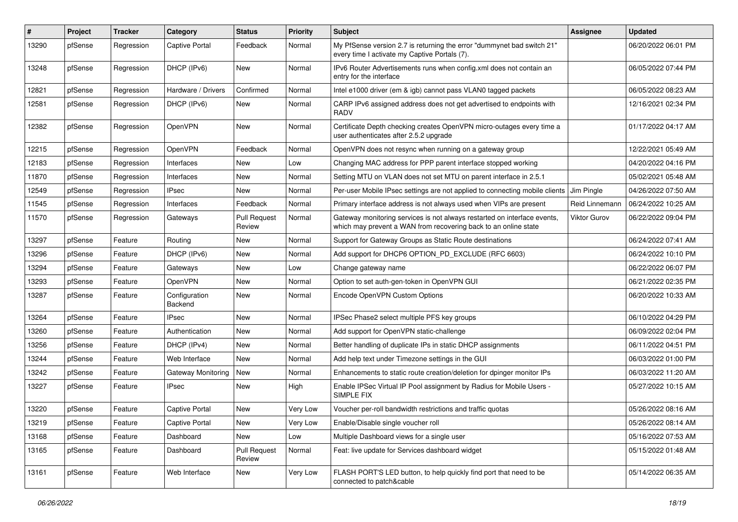| # | Project | Tracker | Category | Status | Priority | Subject | Assignee | Updated |
|---|---|---|---|---|---|---|---|---|
| 13290 | pfSense | Regression | Captive Portal | Feedback | Normal | My PfSense version 2.7 is returning the error "dummynet bad switch 21" every time I activate my Captive Portals (7). | | 06/20/2022 06:01 PM |
| 13248 | pfSense | Regression | DHCP (IPv6) | New | Normal | IPv6 Router Advertisements runs when config.xml does not contain an entry for the interface | | 06/05/2022 07:44 PM |
| 12821 | pfSense | Regression | Hardware / Drivers | Confirmed | Normal | Intel e1000 driver (em & igb) cannot pass VLAN0 tagged packets | | 06/05/2022 08:23 AM |
| 12581 | pfSense | Regression | DHCP (IPv6) | New | Normal | CARP IPv6 assigned address does not get advertised to endpoints with RADV | | 12/16/2021 02:34 PM |
| 12382 | pfSense | Regression | OpenVPN | New | Normal | Certificate Depth checking creates OpenVPN micro-outages every time a user authenticates after 2.5.2 upgrade | | 01/17/2022 04:17 AM |
| 12215 | pfSense | Regression | OpenVPN | Feedback | Normal | OpenVPN does not resync when running on a gateway group | | 12/22/2021 05:49 AM |
| 12183 | pfSense | Regression | Interfaces | New | Low | Changing MAC address for PPP parent interface stopped working | | 04/20/2022 04:16 PM |
| 11870 | pfSense | Regression | Interfaces | New | Normal | Setting MTU on VLAN does not set MTU on parent interface in 2.5.1 | | 05/02/2021 05:48 AM |
| 12549 | pfSense | Regression | IPsec | New | Normal | Per-user Mobile IPsec settings are not applied to connecting mobile clients | Jim Pingle | 04/26/2022 07:50 AM |
| 11545 | pfSense | Regression | Interfaces | Feedback | Normal | Primary interface address is not always used when VIPs are present | Reid Linnemann | 06/24/2022 10:25 AM |
| 11570 | pfSense | Regression | Gateways | Pull Request Review | Normal | Gateway monitoring services is not always restarted on interface events, which may prevent a WAN from recovering back to an online state | Viktor Gurov | 06/22/2022 09:04 PM |
| 13297 | pfSense | Feature | Routing | New | Normal | Support for Gateway Groups as Static Route destinations | | 06/24/2022 07:41 AM |
| 13296 | pfSense | Feature | DHCP (IPv6) | New | Normal | Add support for DHCP6 OPTION_PD_EXCLUDE (RFC 6603) | | 06/24/2022 10:10 PM |
| 13294 | pfSense | Feature | Gateways | New | Low | Change gateway name | | 06/22/2022 06:07 PM |
| 13293 | pfSense | Feature | OpenVPN | New | Normal | Option to set auth-gen-token in OpenVPN GUI | | 06/21/2022 02:35 PM |
| 13287 | pfSense | Feature | Configuration Backend | New | Normal | Encode OpenVPN Custom Options | | 06/20/2022 10:33 AM |
| 13264 | pfSense | Feature | IPsec | New | Normal | IPSec Phase2 select multiple PFS key groups | | 06/10/2022 04:29 PM |
| 13260 | pfSense | Feature | Authentication | New | Normal | Add support for OpenVPN static-challenge | | 06/09/2022 02:04 PM |
| 13256 | pfSense | Feature | DHCP (IPv4) | New | Normal | Better handling of duplicate IPs in static DHCP assignments | | 06/11/2022 04:51 PM |
| 13244 | pfSense | Feature | Web Interface | New | Normal | Add help text under Timezone settings in the GUI | | 06/03/2022 01:00 PM |
| 13242 | pfSense | Feature | Gateway Monitoring | New | Normal | Enhancements to static route creation/deletion for dpinger monitor IPs | | 06/03/2022 11:20 AM |
| 13227 | pfSense | Feature | IPsec | New | High | Enable IPSec Virtual IP Pool assignment by Radius for Mobile Users - SIMPLE FIX | | 05/27/2022 10:15 AM |
| 13220 | pfSense | Feature | Captive Portal | New | Very Low | Voucher per-roll bandwidth restrictions and traffic quotas | | 05/26/2022 08:16 AM |
| 13219 | pfSense | Feature | Captive Portal | New | Very Low | Enable/Disable single voucher roll | | 05/26/2022 08:14 AM |
| 13168 | pfSense | Feature | Dashboard | New | Low | Multiple Dashboard views for a single user | | 05/16/2022 07:53 AM |
| 13165 | pfSense | Feature | Dashboard | Pull Request Review | Normal | Feat: live update for Services dashboard widget | | 05/15/2022 01:48 AM |
| 13161 | pfSense | Feature | Web Interface | New | Very Low | FLASH PORT'S LED button, to help quickly find port that need to be connected to patch&cable | | 05/14/2022 06:35 AM |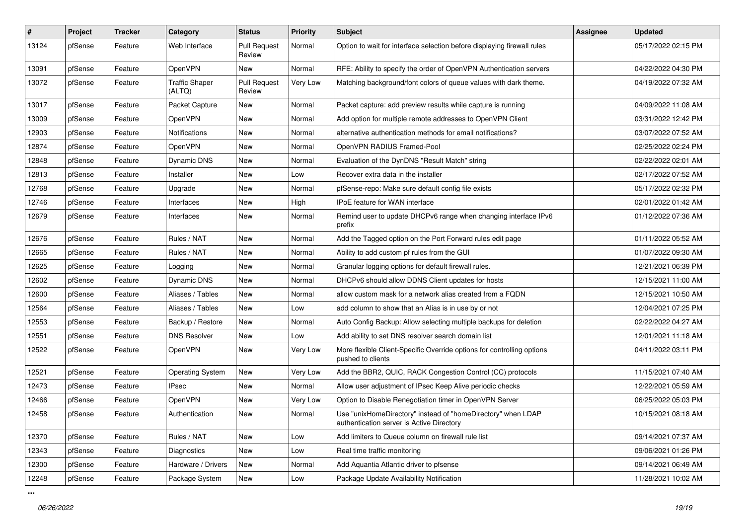| # | Project | Tracker | Category | Status | Priority | Subject | Assignee | Updated |
|---|---|---|---|---|---|---|---|---|
| 13124 | pfSense | Feature | Web Interface | Pull Request Review | Normal | Option to wait for interface selection before displaying firewall rules | | 05/17/2022 02:15 PM |
| 13091 | pfSense | Feature | OpenVPN | New | Normal | RFE: Ability to specify the order of OpenVPN Authentication servers | | 04/22/2022 04:30 PM |
| 13072 | pfSense | Feature | Traffic Shaper (ALTQ) | Pull Request Review | Very Low | Matching background/font colors of queue values with dark theme. | | 04/19/2022 07:32 AM |
| 13017 | pfSense | Feature | Packet Capture | New | Normal | Packet capture: add preview results while capture is running | | 04/09/2022 11:08 AM |
| 13009 | pfSense | Feature | OpenVPN | New | Normal | Add option for multiple remote addresses to OpenVPN Client | | 03/31/2022 12:42 PM |
| 12903 | pfSense | Feature | Notifications | New | Normal | alternative authentication methods for email notifications? | | 03/07/2022 07:52 AM |
| 12874 | pfSense | Feature | OpenVPN | New | Normal | OpenVPN RADIUS Framed-Pool | | 02/25/2022 02:24 PM |
| 12848 | pfSense | Feature | Dynamic DNS | New | Normal | Evaluation of the DynDNS "Result Match" string | | 02/22/2022 02:01 AM |
| 12813 | pfSense | Feature | Installer | New | Low | Recover extra data in the installer | | 02/17/2022 07:52 AM |
| 12768 | pfSense | Feature | Upgrade | New | Normal | pfSense-repo: Make sure default config file exists | | 05/17/2022 02:32 PM |
| 12746 | pfSense | Feature | Interfaces | New | High | IPoE feature for WAN interface | | 02/01/2022 01:42 AM |
| 12679 | pfSense | Feature | Interfaces | New | Normal | Remind user to update DHCPv6 range when changing interface IPv6 prefix | | 01/12/2022 07:36 AM |
| 12676 | pfSense | Feature | Rules / NAT | New | Normal | Add the Tagged option on the Port Forward rules edit page | | 01/11/2022 05:52 AM |
| 12665 | pfSense | Feature | Rules / NAT | New | Normal | Ability to add custom pf rules from the GUI | | 01/07/2022 09:30 AM |
| 12625 | pfSense | Feature | Logging | New | Normal | Granular logging options for default firewall rules. | | 12/21/2021 06:39 PM |
| 12602 | pfSense | Feature | Dynamic DNS | New | Normal | DHCPv6 should allow DDNS Client updates for hosts | | 12/15/2021 11:00 AM |
| 12600 | pfSense | Feature | Aliases / Tables | New | Normal | allow custom mask for a network alias created from a FQDN | | 12/15/2021 10:50 AM |
| 12564 | pfSense | Feature | Aliases / Tables | New | Low | add column to show that an Alias is in use by or not | | 12/04/2021 07:25 PM |
| 12553 | pfSense | Feature | Backup / Restore | New | Normal | Auto Config Backup: Allow selecting multiple backups for deletion | | 02/22/2022 04:27 AM |
| 12551 | pfSense | Feature | DNS Resolver | New | Low | Add ability to set DNS resolver search domain list | | 12/01/2021 11:18 AM |
| 12522 | pfSense | Feature | OpenVPN | New | Very Low | More flexible Client-Specific Override options for controlling options pushed to clients | | 04/11/2022 03:11 PM |
| 12521 | pfSense | Feature | Operating System | New | Very Low | Add the BBR2, QUIC, RACK Congestion Control (CC) protocols | | 11/15/2021 07:40 AM |
| 12473 | pfSense | Feature | IPsec | New | Normal | Allow user adjustment of IPsec Keep Alive periodic checks | | 12/22/2021 05:59 AM |
| 12466 | pfSense | Feature | OpenVPN | New | Very Low | Option to Disable Renegotiation timer in OpenVPN Server | | 06/25/2022 05:03 PM |
| 12458 | pfSense | Feature | Authentication | New | Normal | Use "unixHomeDirectory" instead of "homeDirectory" when LDAP authentication server is Active Directory | | 10/15/2021 08:18 AM |
| 12370 | pfSense | Feature | Rules / NAT | New | Low | Add limiters to Queue column on firewall rule list | | 09/14/2021 07:37 AM |
| 12343 | pfSense | Feature | Diagnostics | New | Low | Real time traffic monitoring | | 09/06/2021 01:26 PM |
| 12300 | pfSense | Feature | Hardware / Drivers | New | Normal | Add Aquantia Atlantic driver to pfsense | | 09/14/2021 06:49 AM |
| 12248 | pfSense | Feature | Package System | New | Low | Package Update Availability Notification | | 11/28/2021 10:02 AM |

...